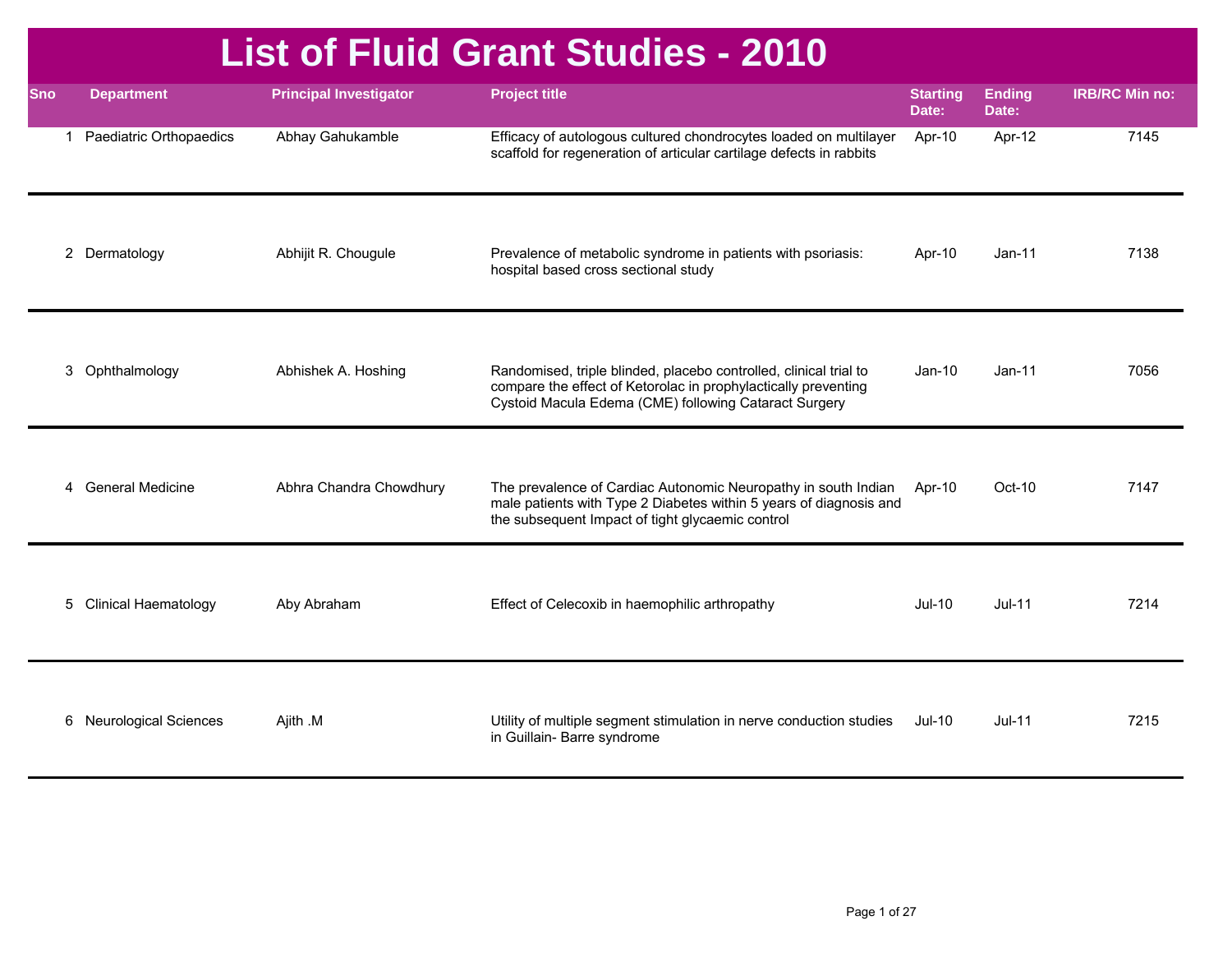# List of Fluid Grant Studies - 2010

| Sno | Department | Principal Investigator | Project title | Starting Date: | Ending Date: | IRB/RC Min no: |
|---|---|---|---|---|---|---|
| 1 | Paediatric Orthopaedics | Abhay Gahukamble | Efficacy of autologous cultured chondrocytes loaded on multilayer scaffold for regeneration of articular cartilage defects in rabbits | Apr-10 | Apr-12 | 7145 |
| 2 | Dermatology | Abhijit R. Chougule | Prevalence of metabolic syndrome in patients with psoriasis: hospital based cross sectional study | Apr-10 | Jan-11 | 7138 |
| 3 | Ophthalmology | Abhishek A. Hoshing | Randomised, triple blinded, placebo controlled, clinical trial to compare the effect of Ketorolac in prophylactically preventing Cystoid Macula Edema (CME) following Cataract Surgery | Jan-10 | Jan-11 | 7056 |
| 4 | General Medicine | Abhra Chandra Chowdhury | The prevalence of Cardiac Autonomic Neuropathy in south Indian male patients with Type 2 Diabetes within 5 years of diagnosis and the subsequent Impact of tight glycaemic control | Apr-10 | Oct-10 | 7147 |
| 5 | Clinical Haematology | Aby Abraham | Effect of Celecoxib in haemophilic arthropathy | Jul-10 | Jul-11 | 7214 |
| 6 | Neurological Sciences | Ajith .M | Utility of multiple segment stimulation in nerve conduction studies in Guillain- Barre syndrome | Jul-10 | Jul-11 | 7215 |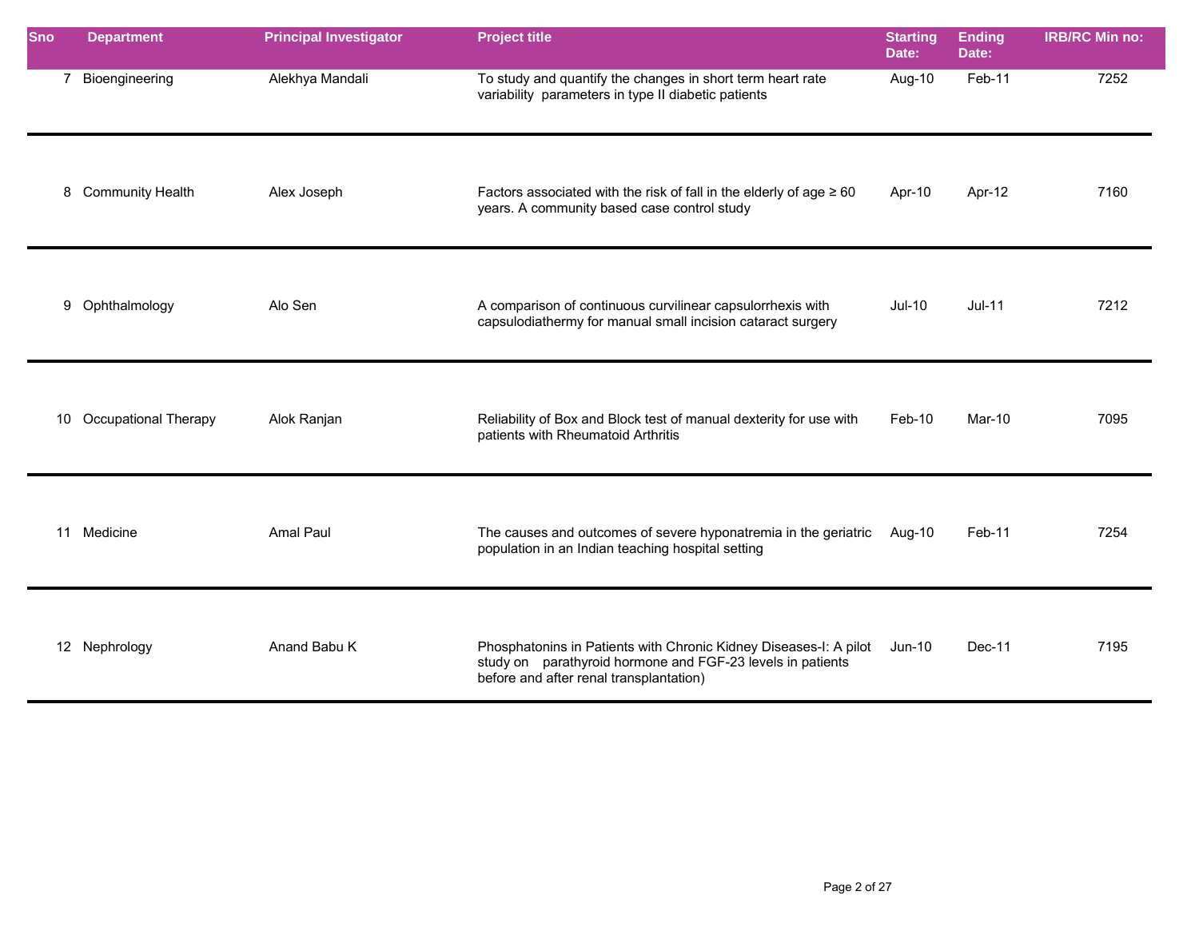| Sno | Department | Principal Investigator | Project title | Starting Date: | Ending Date: | IRB/RC Min no: |
|---|---|---|---|---|---|---|
| 7 | Bioengineering | Alekhya Mandali | To study and quantify the changes in short term heart rate variability parameters in type II diabetic patients | Aug-10 | Feb-11 | 7252 |
| 8 | Community Health | Alex Joseph | Factors associated with the risk of fall in the elderly of age ≥ 60 years. A community based case control study | Apr-10 | Apr-12 | 7160 |
| 9 | Ophthalmology | Alo Sen | A comparison of continuous curvilinear capsulorrhexis with capsulodiathermy for manual small incision cataract surgery | Jul-10 | Jul-11 | 7212 |
| 10 | Occupational Therapy | Alok Ranjan | Reliability of Box and Block test of manual dexterity for use with patients with Rheumatoid Arthritis | Feb-10 | Mar-10 | 7095 |
| 11 | Medicine | Amal Paul | The causes and outcomes of severe hyponatremia in the geriatric population in an Indian teaching hospital setting | Aug-10 | Feb-11 | 7254 |
| 12 | Nephrology | Anand Babu K | Phosphatonins in Patients with Chronic Kidney Diseases-I: A pilot study on parathyroid hormone and FGF-23 levels in patients before and after renal transplantation) | Jun-10 | Dec-11 | 7195 |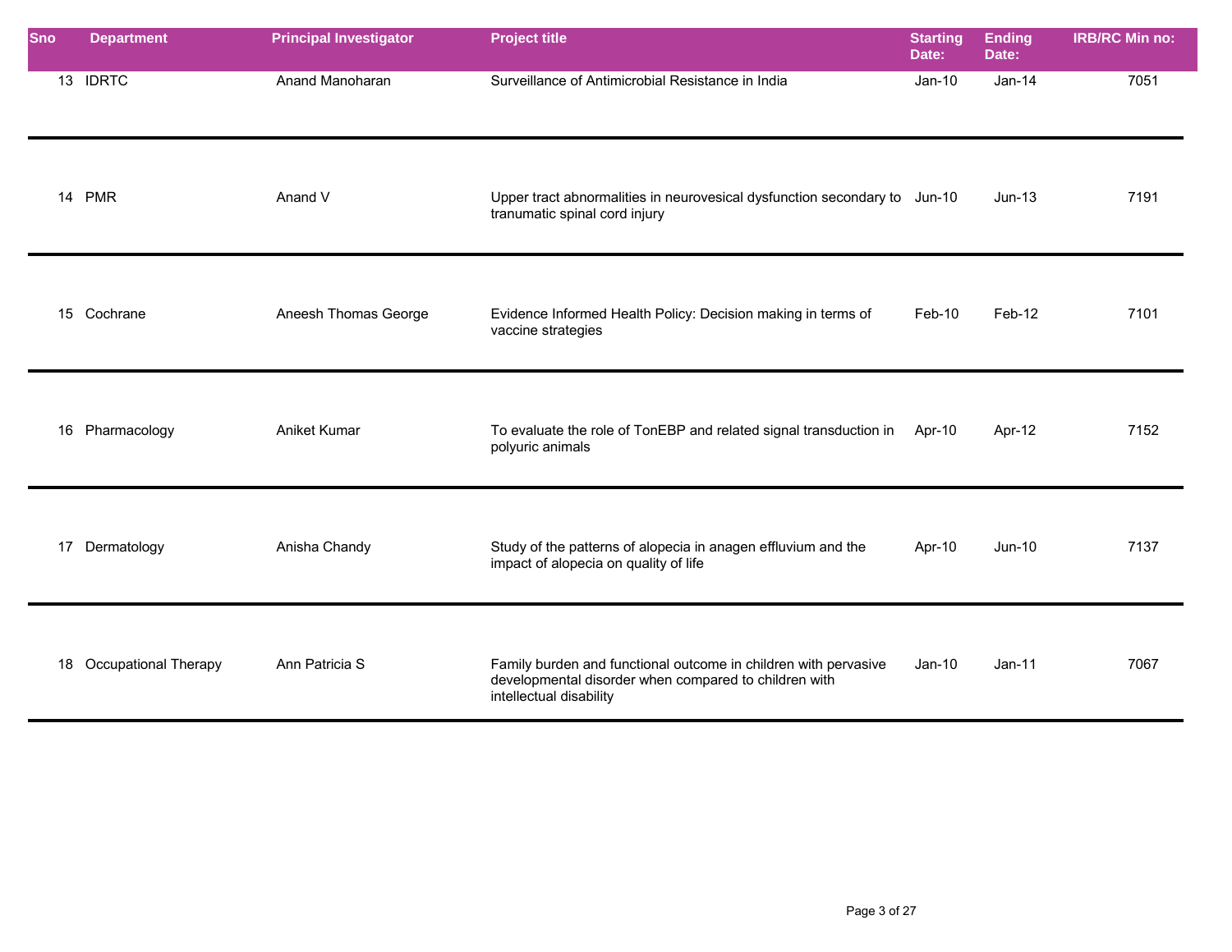| Sno | Department | Principal Investigator | Project title | Starting Date: | Ending Date: | IRB/RC Min no: |
|---|---|---|---|---|---|---|
| 13 | IDRTC | Anand Manoharan | Surveillance of Antimicrobial Resistance in India | Jan-10 | Jan-14 | 7051 |
| 14 | PMR | Anand V | Upper tract abnormalities in neurovesical dysfunction secondary to tranumatic spinal cord injury | Jun-10 | Jun-13 | 7191 |
| 15 | Cochrane | Aneesh Thomas George | Evidence Informed Health Policy: Decision making in terms of vaccine strategies | Feb-10 | Feb-12 | 7101 |
| 16 | Pharmacology | Aniket Kumar | To evaluate the role of TonEBP and related signal transduction in polyuric animals | Apr-10 | Apr-12 | 7152 |
| 17 | Dermatology | Anisha Chandy | Study of the patterns of alopecia in anagen effluvium and the impact of alopecia on quality of life | Apr-10 | Jun-10 | 7137 |
| 18 | Occupational Therapy | Ann Patricia S | Family burden and functional outcome in children with pervasive developmental disorder when compared to children with intellectual disability | Jan-10 | Jan-11 | 7067 |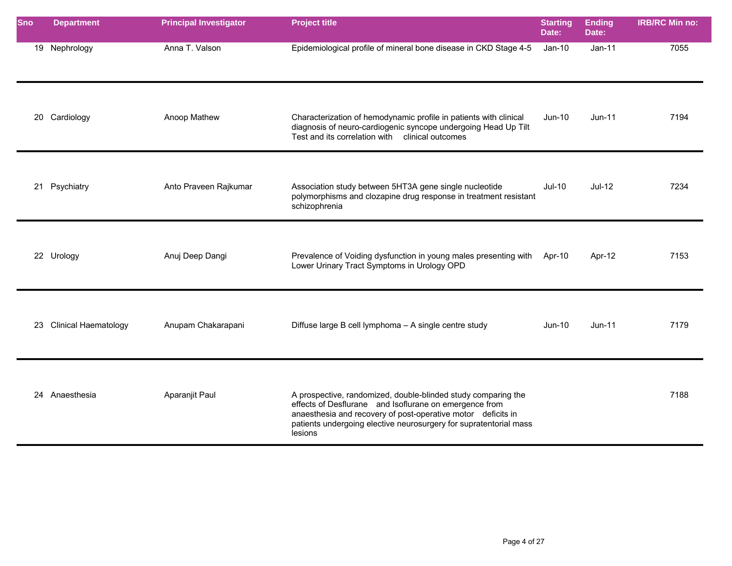| Sno | Department | Principal Investigator | Project title | Starting Date: | Ending Date: | IRB/RC Min no: |
|---|---|---|---|---|---|---|
| 19 | Nephrology | Anna T. Valson | Epidemiological profile of mineral bone disease in CKD Stage 4-5 | Jan-10 | Jan-11 | 7055 |
| 20 | Cardiology | Anoop Mathew | Characterization of hemodynamic profile in patients with clinical diagnosis of neuro-cardiogenic syncope undergoing Head Up Tilt Test and its correlation with clinical outcomes | Jun-10 | Jun-11 | 7194 |
| 21 | Psychiatry | Anto Praveen Rajkumar | Association study between 5HT3A gene single nucleotide polymorphisms and clozapine drug response in treatment resistant schizophrenia | Jul-10 | Jul-12 | 7234 |
| 22 | Urology | Anuj Deep Dangi | Prevalence of Voiding dysfunction in young males presenting with Lower Urinary Tract Symptoms in Urology OPD | Apr-10 | Apr-12 | 7153 |
| 23 | Clinical Haematology | Anupam Chakarapani | Diffuse large B cell lymphoma – A single centre study | Jun-10 | Jun-11 | 7179 |
| 24 | Anaesthesia | Aparanjit Paul | A prospective, randomized, double-blinded study comparing the effects of Desflurane and Isoflurane on emergence from anaesthesia and recovery of post-operative motor deficits in patients undergoing elective neurosurgery for supratentorial mass lesions | | | 7188 |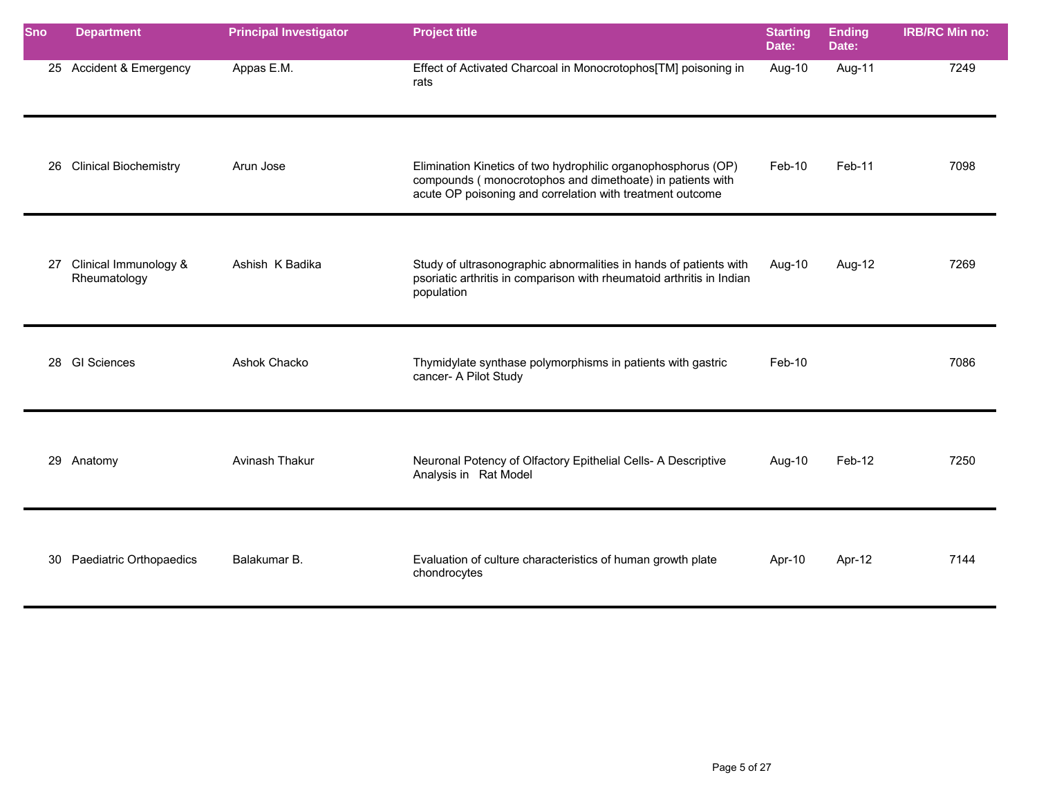| Sno | Department | Principal Investigator | Project title | Starting Date: | Ending Date: | IRB/RC Min no: |
|---|---|---|---|---|---|---|
| 25 | Accident & Emergency | Appas E.M. | Effect of Activated Charcoal in Monocrotophos[TM] poisoning in rats | Aug-10 | Aug-11 | 7249 |
| 26 | Clinical Biochemistry | Arun Jose | Elimination Kinetics of two hydrophilic organophosphorus (OP) compounds ( monocrotophos and dimethoate) in patients with acute OP poisoning and correlation with treatment outcome | Feb-10 | Feb-11 | 7098 |
| 27 | Clinical Immunology & Rheumatology | Ashish K Badika | Study of ultrasonographic abnormalities in hands of patients with psoriatic arthritis in comparison with rheumatoid arthritis in Indian population | Aug-10 | Aug-12 | 7269 |
| 28 | GI Sciences | Ashok Chacko | Thymidylate synthase polymorphisms in patients with gastric cancer- A Pilot Study | Feb-10 | | 7086 |
| 29 | Anatomy | Avinash Thakur | Neuronal Potency of Olfactory Epithelial Cells- A Descriptive Analysis in Rat Model | Aug-10 | Feb-12 | 7250 |
| 30 | Paediatric Orthopaedics | Balakumar B. | Evaluation of culture characteristics of human growth plate chondrocytes | Apr-10 | Apr-12 | 7144 |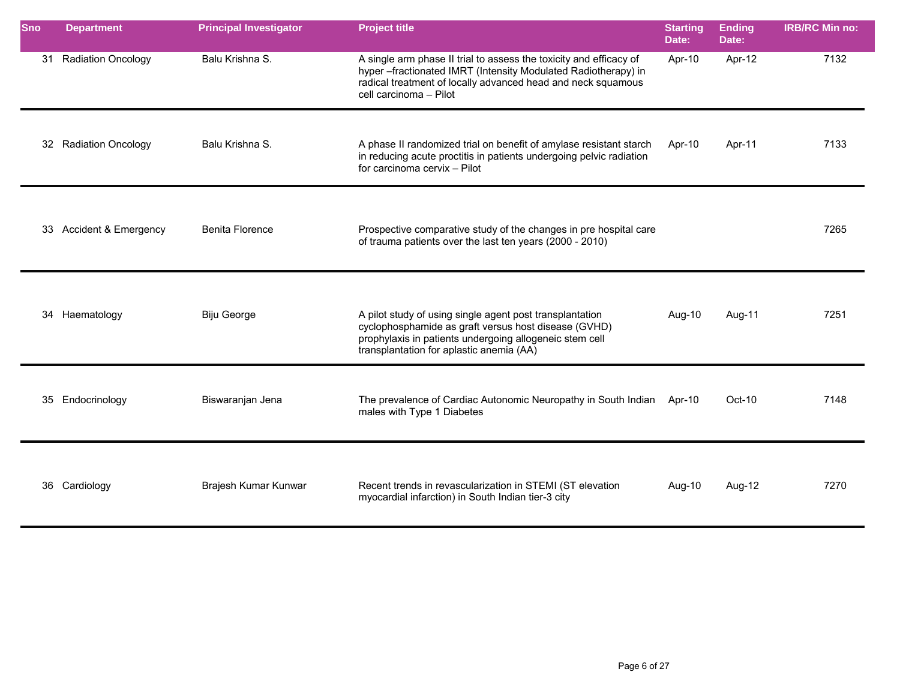| Sno | Department | Principal Investigator | Project title | Starting Date: | Ending Date: | IRB/RC Min no: |
|---|---|---|---|---|---|---|
| 31 | Radiation Oncology | Balu Krishna S. | A single arm phase II trial to assess the toxicity and efficacy of hyper –fractionated IMRT (Intensity Modulated Radiotherapy) in radical treatment of locally advanced head and neck squamous cell carcinoma – Pilot | Apr-10 | Apr-12 | 7132 |
| 32 | Radiation Oncology | Balu Krishna S. | A phase II randomized trial on benefit of amylase resistant starch in reducing acute proctitis in patients undergoing pelvic radiation for carcinoma cervix – Pilot | Apr-10 | Apr-11 | 7133 |
| 33 | Accident & Emergency | Benita Florence | Prospective comparative study of the changes in pre hospital care of trauma patients over the last ten years (2000 - 2010) | | | 7265 |
| 34 | Haematology | Biju George | A pilot study of using single agent post transplantation cyclophosphamide as graft versus host disease (GVHD) prophylaxis in patients undergoing allogeneic stem cell transplantation for aplastic anemia (AA) | Aug-10 | Aug-11 | 7251 |
| 35 | Endocrinology | Biswaranjan Jena | The prevalence of Cardiac Autonomic Neuropathy in South Indian males with Type 1 Diabetes | Apr-10 | Oct-10 | 7148 |
| 36 | Cardiology | Brajesh Kumar Kunwar | Recent trends in revascularization in STEMI (ST elevation myocardial infarction) in South Indian tier-3 city | Aug-10 | Aug-12 | 7270 |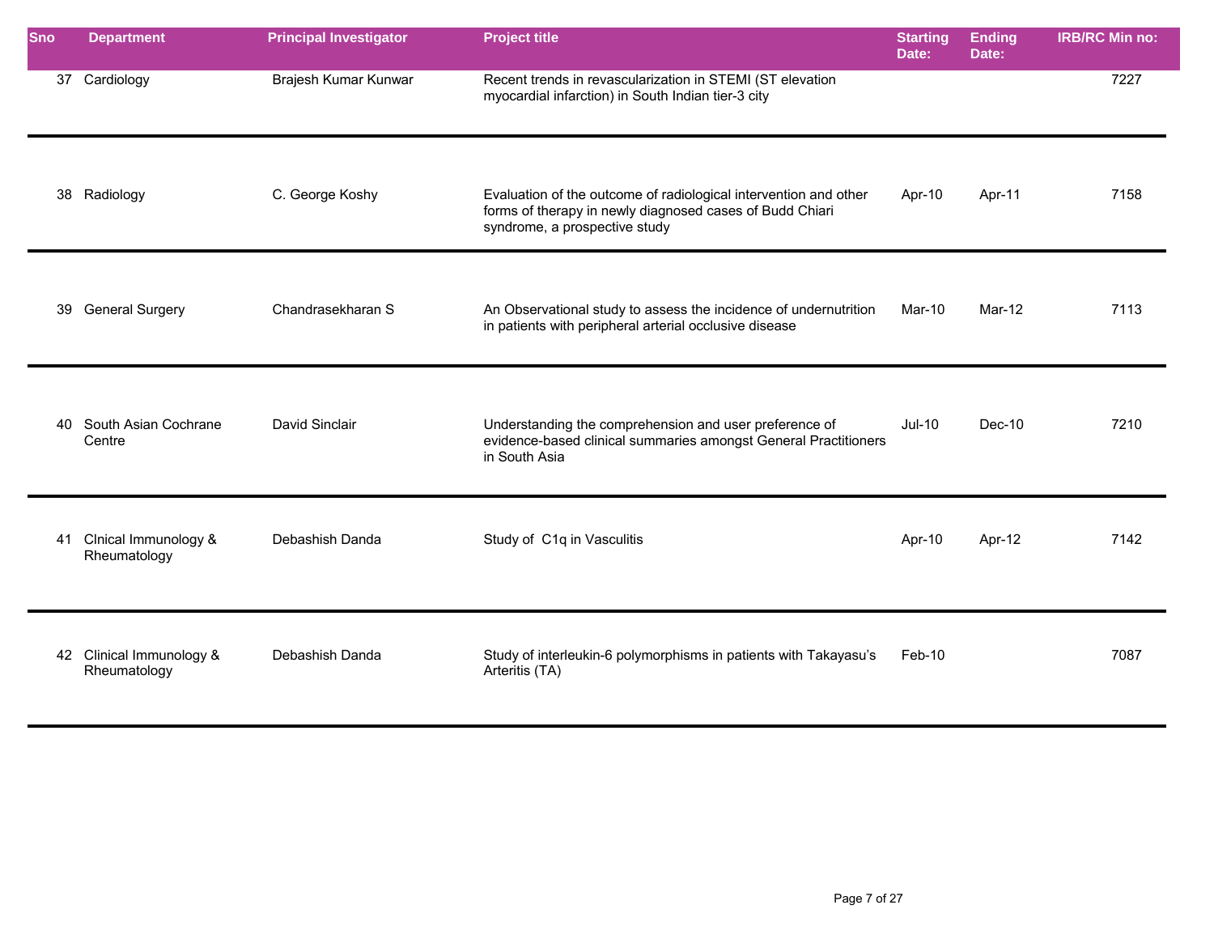| Sno | Department | Principal Investigator | Project title | Starting Date: | Ending Date: | IRB/RC Min no: |
|---|---|---|---|---|---|---|
| 37 | Cardiology | Brajesh Kumar Kunwar | Recent trends in revascularization in STEMI (ST elevation myocardial infarction) in South Indian tier-3 city | | | 7227 |
| 38 | Radiology | C. George Koshy | Evaluation of the outcome of radiological intervention and other forms of therapy in newly diagnosed cases of Budd Chiari syndrome, a prospective study | Apr-10 | Apr-11 | 7158 |
| 39 | General Surgery | Chandrasekharan S | An Observational study to assess the incidence of undernutrition in patients with peripheral arterial occlusive disease | Mar-10 | Mar-12 | 7113 |
| 40 | South Asian Cochrane Centre | David Sinclair | Understanding the comprehension and user preference of evidence-based clinical summaries amongst General Practitioners in South Asia | Jul-10 | Dec-10 | 7210 |
| 41 | Clnical Immunology & Rheumatology | Debashish Danda | Study of C1q in Vasculitis | Apr-10 | Apr-12 | 7142 |
| 42 | Clinical Immunology & Rheumatology | Debashish Danda | Study of interleukin-6 polymorphisms in patients with Takayasu's Arteritis (TA) | Feb-10 | | 7087 |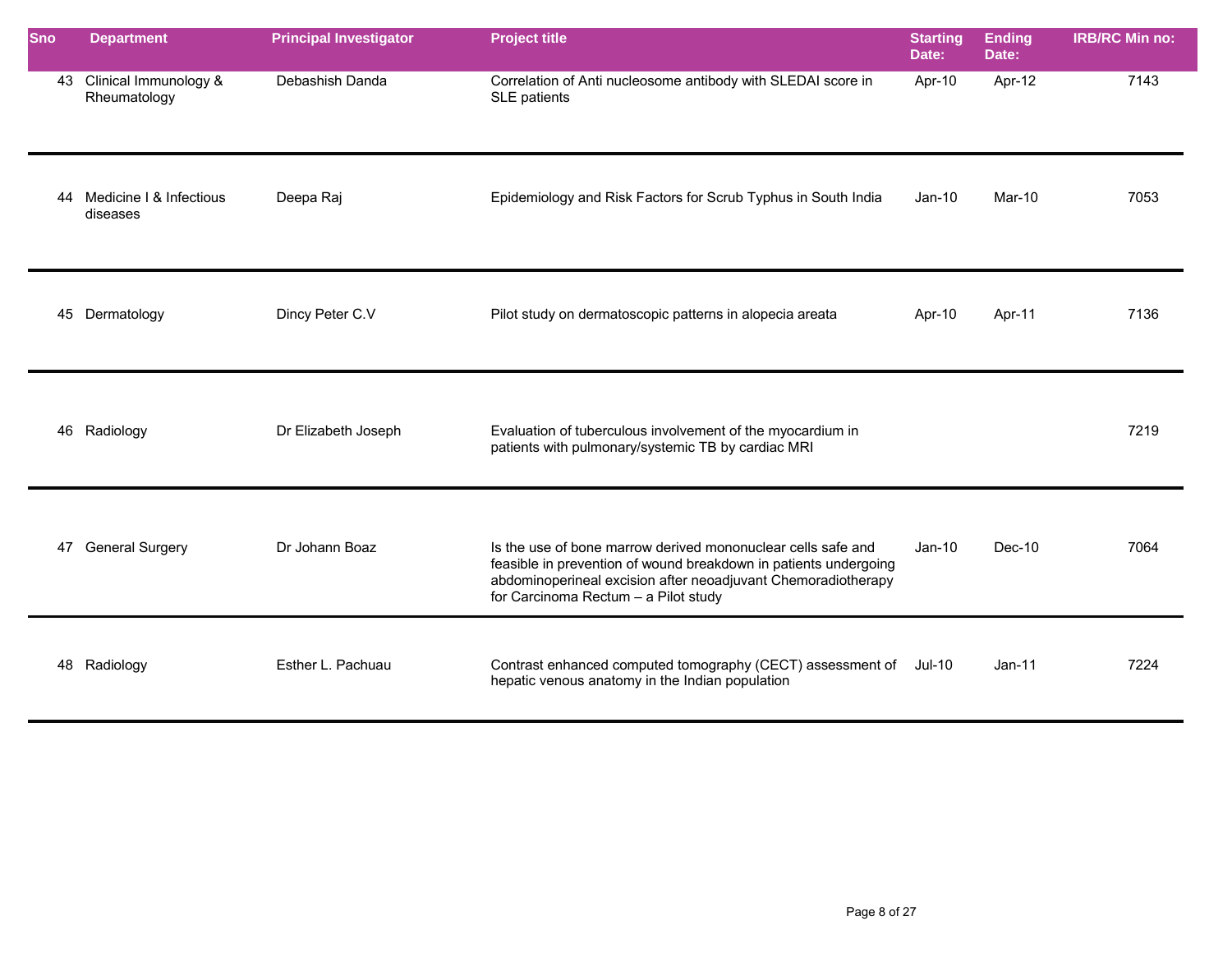| Sno | Department | Principal Investigator | Project title | Starting Date: | Ending Date: | IRB/RC Min no: |
|---|---|---|---|---|---|---|
| 43 | Clinical Immunology & Rheumatology | Debashish Danda | Correlation of Anti nucleosome antibody with SLEDAI score in SLE patients | Apr-10 | Apr-12 | 7143 |
| 44 | Medicine I & Infectious diseases | Deepa Raj | Epidemiology and Risk Factors for Scrub Typhus in South India | Jan-10 | Mar-10 | 7053 |
| 45 | Dermatology | Dincy Peter C.V | Pilot study on dermatoscopic patterns in alopecia areata | Apr-10 | Apr-11 | 7136 |
| 46 | Radiology | Dr Elizabeth Joseph | Evaluation of tuberculous involvement of the myocardium in patients with pulmonary/systemic TB by cardiac MRI | | | 7219 |
| 47 | General Surgery | Dr Johann Boaz | Is the use of bone marrow derived mononuclear cells safe and feasible in prevention of wound breakdown in patients undergoing abdominoperineal excision after neoadjuvant Chemoradiotherapy for Carcinoma Rectum – a Pilot study | Jan-10 | Dec-10 | 7064 |
| 48 | Radiology | Esther L. Pachuau | Contrast enhanced computed tomography (CECT) assessment of hepatic venous anatomy in the Indian population | Jul-10 | Jan-11 | 7224 |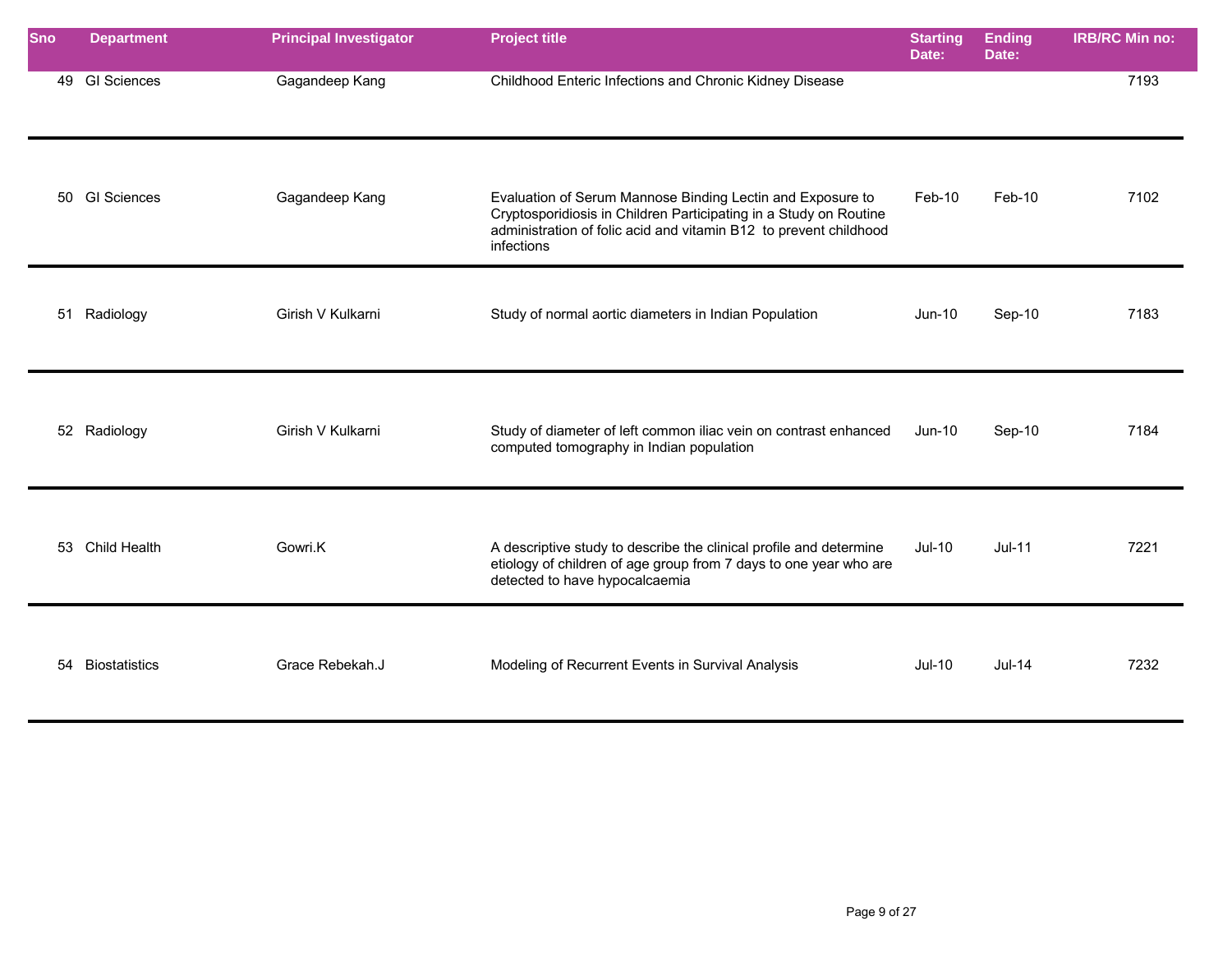| Sno | Department | Principal Investigator | Project title | Starting Date: | Ending Date: | IRB/RC Min no: |
|---|---|---|---|---|---|---|
| 49 | GI Sciences | Gagandeep Kang | Childhood Enteric Infections and Chronic Kidney Disease | | | 7193 |
| 50 | GI Sciences | Gagandeep Kang | Evaluation of Serum Mannose Binding Lectin and Exposure to Cryptosporidiosis in Children Participating in a Study on Routine administration of folic acid and vitamin B12 to prevent childhood infections | Feb-10 | Feb-10 | 7102 |
| 51 | Radiology | Girish V Kulkarni | Study of normal aortic diameters in Indian Population | Jun-10 | Sep-10 | 7183 |
| 52 | Radiology | Girish V Kulkarni | Study of diameter of left common iliac vein on contrast enhanced computed tomography in Indian population | Jun-10 | Sep-10 | 7184 |
| 53 | Child Health | Gowri.K | A descriptive study to describe the clinical profile and determine etiology of children of age group from 7 days to one year who are detected to have hypocalcaemia | Jul-10 | Jul-11 | 7221 |
| 54 | Biostatistics | Grace Rebekah.J | Modeling of Recurrent Events in Survival Analysis | Jul-10 | Jul-14 | 7232 |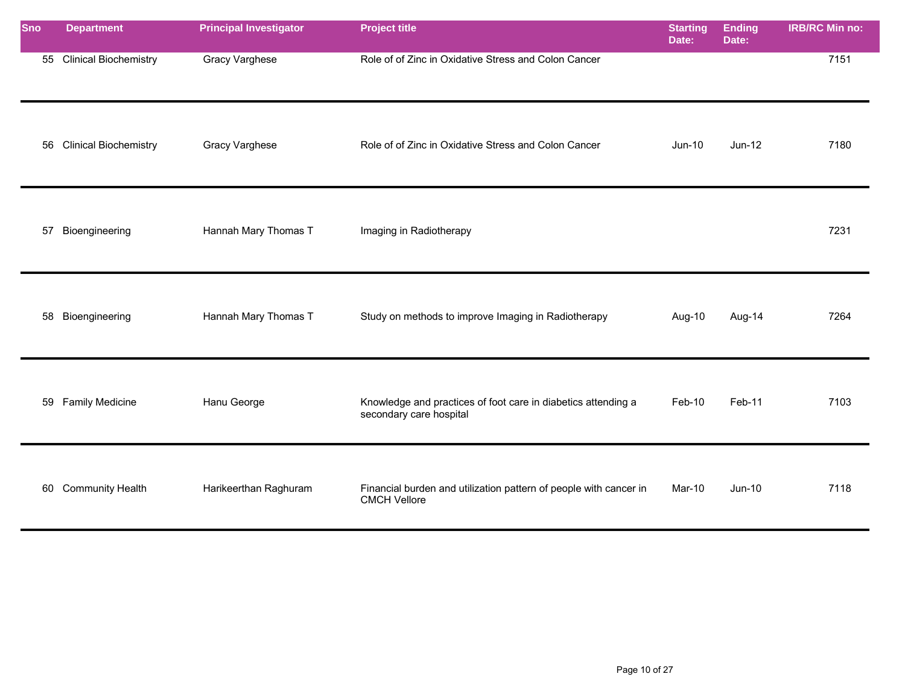| Sno | Department | Principal Investigator | Project title | Starting Date: | Ending Date: | IRB/RC Min no: |
|---|---|---|---|---|---|---|
| 55 | Clinical Biochemistry | Gracy Varghese | Role of of Zinc in Oxidative Stress and Colon Cancer | | | 7151 |
| 56 | Clinical Biochemistry | Gracy Varghese | Role of of Zinc in Oxidative Stress and Colon Cancer | Jun-10 | Jun-12 | 7180 |
| 57 | Bioengineering | Hannah Mary Thomas T | Imaging in Radiotherapy | | | 7231 |
| 58 | Bioengineering | Hannah Mary Thomas T | Study on methods to improve Imaging in Radiotherapy | Aug-10 | Aug-14 | 7264 |
| 59 | Family Medicine | Hanu George | Knowledge and practices of foot care in diabetics attending a secondary care hospital | Feb-10 | Feb-11 | 7103 |
| 60 | Community Health | Harikeerthan Raghuram | Financial burden and utilization pattern of people with cancer in CMCH Vellore | Mar-10 | Jun-10 | 7118 |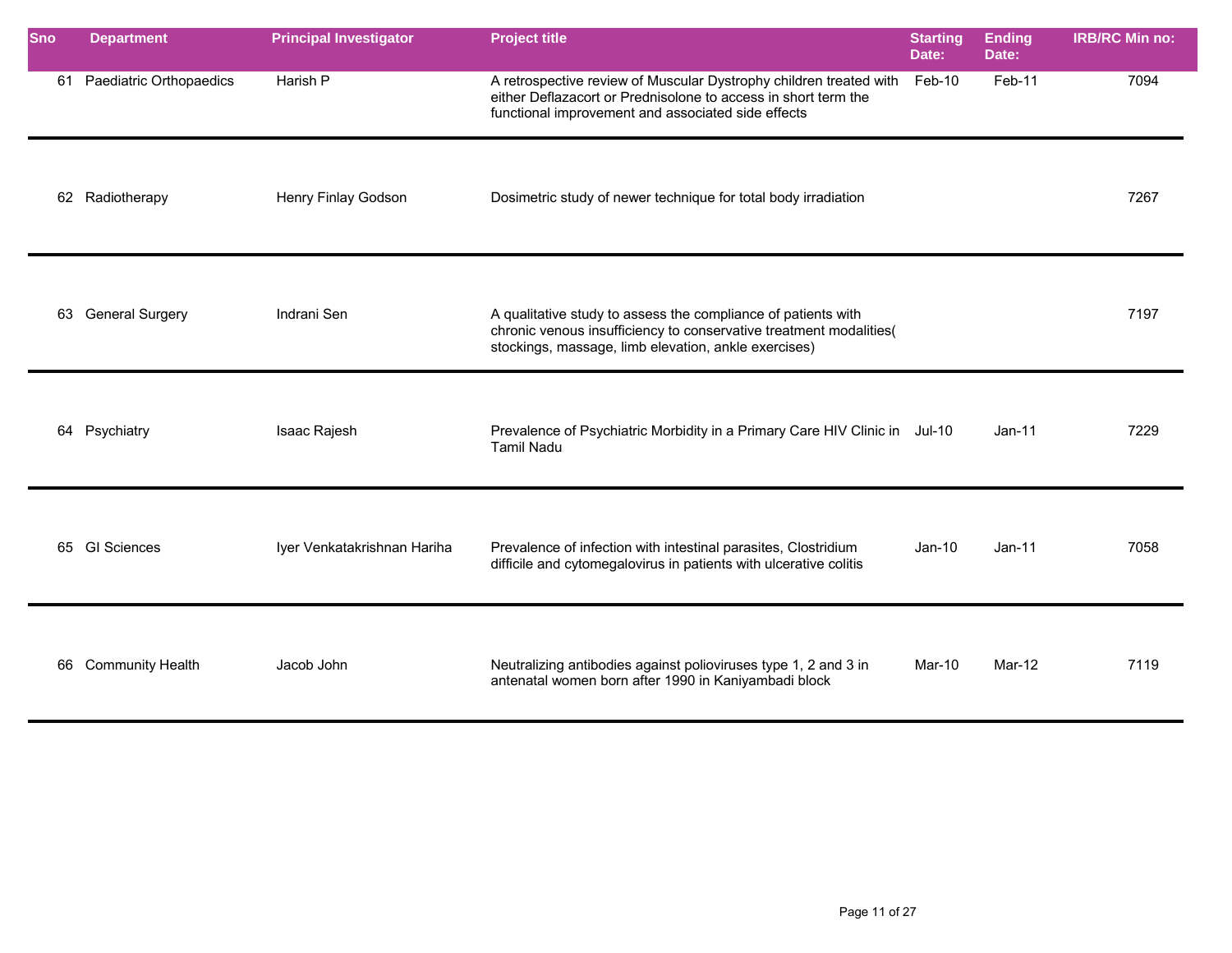| Sno | Department | Principal Investigator | Project title | Starting Date: | Ending Date: | IRB/RC Min no: |
|---|---|---|---|---|---|---|
| 61 | Paediatric Orthopaedics | Harish P | A retrospective review of Muscular Dystrophy children treated with either Deflazacort or Prednisolone to access in short term the functional improvement and associated side effects | Feb-10 | Feb-11 | 7094 |
| 62 | Radiotherapy | Henry Finlay Godson | Dosimetric study of newer technique for total body irradiation | | | 7267 |
| 63 | General Surgery | Indrani Sen | A qualitative study to assess the compliance of patients with chronic venous insufficiency to conservative treatment modalities( stockings, massage, limb elevation, ankle exercises) | | | 7197 |
| 64 | Psychiatry | Isaac Rajesh | Prevalence of Psychiatric Morbidity in a Primary Care HIV Clinic in Tamil Nadu | Jul-10 | Jan-11 | 7229 |
| 65 | GI Sciences | Iyer Venkatakrishnan Hariha | Prevalence of infection with intestinal parasites, Clostridium difficile and cytomegalovirus in patients with ulcerative colitis | Jan-10 | Jan-11 | 7058 |
| 66 | Community Health | Jacob John | Neutralizing antibodies against polioviruses type 1, 2 and 3 in antenatal women born after 1990 in Kaniyambadi block | Mar-10 | Mar-12 | 7119 |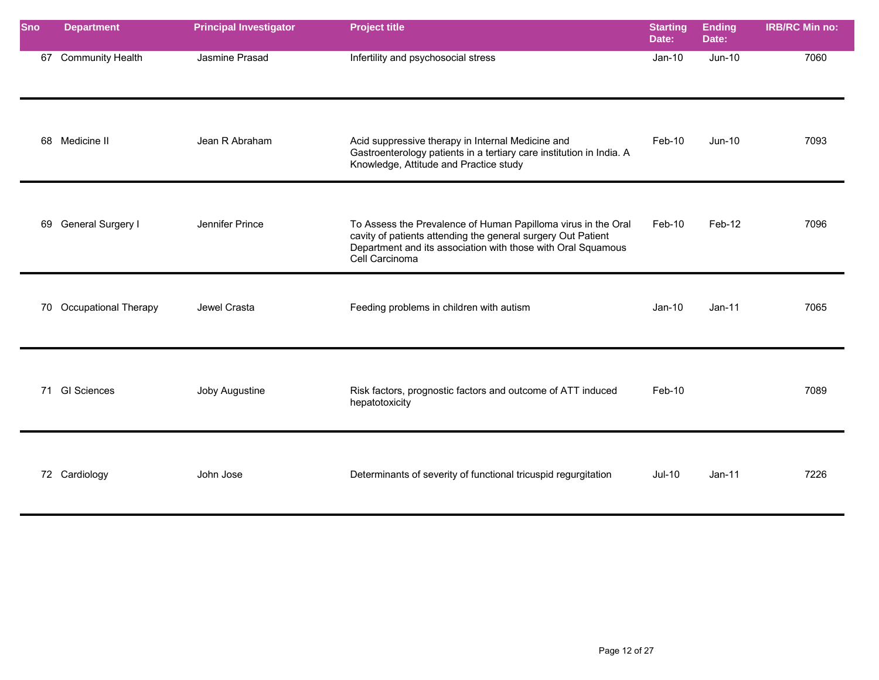| Sno | Department | Principal Investigator | Project title | Starting Date: | Ending Date: | IRB/RC Min no: |
|---|---|---|---|---|---|---|
| 67 | Community Health | Jasmine Prasad | Infertility and psychosocial stress | Jan-10 | Jun-10 | 7060 |
| 68 | Medicine II | Jean R Abraham | Acid suppressive therapy in Internal Medicine and Gastroenterology patients in a tertiary care institution in India. A Knowledge, Attitude and Practice study | Feb-10 | Jun-10 | 7093 |
| 69 | General Surgery I | Jennifer Prince | To Assess the Prevalence of Human Papilloma virus in the Oral cavity of patients attending the general surgery Out Patient Department and its association with those with Oral Squamous Cell Carcinoma | Feb-10 | Feb-12 | 7096 |
| 70 | Occupational Therapy | Jewel Crasta | Feeding problems in children with autism | Jan-10 | Jan-11 | 7065 |
| 71 | GI Sciences | Joby Augustine | Risk factors, prognostic factors and outcome of ATT induced hepatotoxicity | Feb-10 | | 7089 |
| 72 | Cardiology | John Jose | Determinants of severity of functional tricuspid regurgitation | Jul-10 | Jan-11 | 7226 |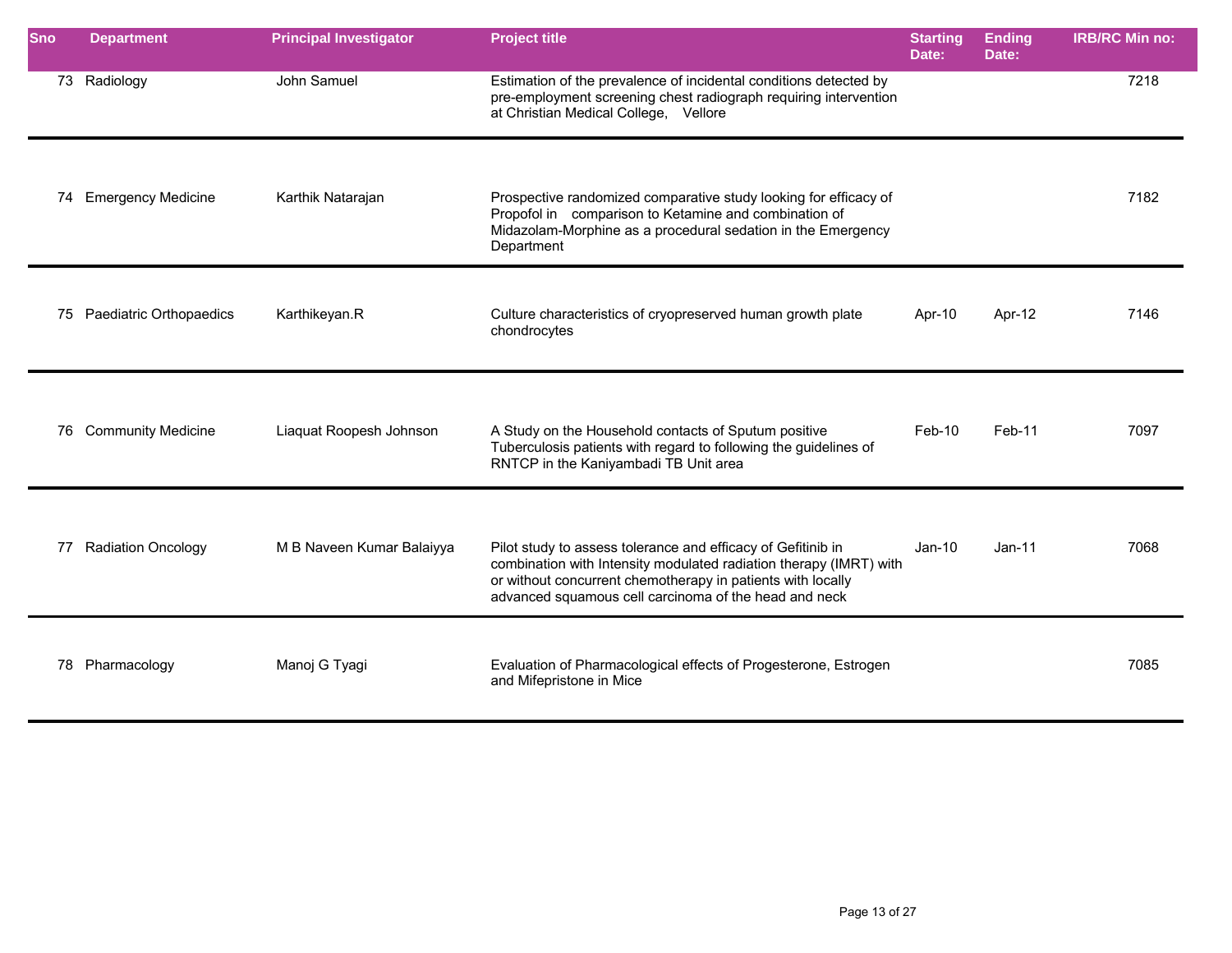| Sno | Department | Principal Investigator | Project title | Starting Date: | Ending Date: | IRB/RC Min no: |
|---|---|---|---|---|---|---|
| 73 | Radiology | John Samuel | Estimation of the prevalence of incidental conditions detected by pre-employment screening chest radiograph requiring intervention at Christian Medical College, Vellore | | | 7218 |
| 74 | Emergency Medicine | Karthik Natarajan | Prospective randomized comparative study looking for efficacy of Propofol in comparison to Ketamine and combination of Midazolam-Morphine as a procedural sedation in the Emergency Department | | | 7182 |
| 75 | Paediatric Orthopaedics | Karthikeyan.R | Culture characteristics of cryopreserved human growth plate chondrocytes | Apr-10 | Apr-12 | 7146 |
| 76 | Community Medicine | Liaquat Roopesh Johnson | A Study on the Household contacts of Sputum positive Tuberculosis patients with regard to following the guidelines of RNTCP in the Kaniyambadi TB Unit area | Feb-10 | Feb-11 | 7097 |
| 77 | Radiation Oncology | M B Naveen Kumar Balaiyya | Pilot study to assess tolerance and efficacy of Gefitinib in combination with Intensity modulated radiation therapy (IMRT) with or without concurrent chemotherapy in patients with locally advanced squamous cell carcinoma of the head and neck | Jan-10 | Jan-11 | 7068 |
| 78 | Pharmacology | Manoj G Tyagi | Evaluation of Pharmacological effects of Progesterone, Estrogen and Mifepristone in Mice | | | 7085 |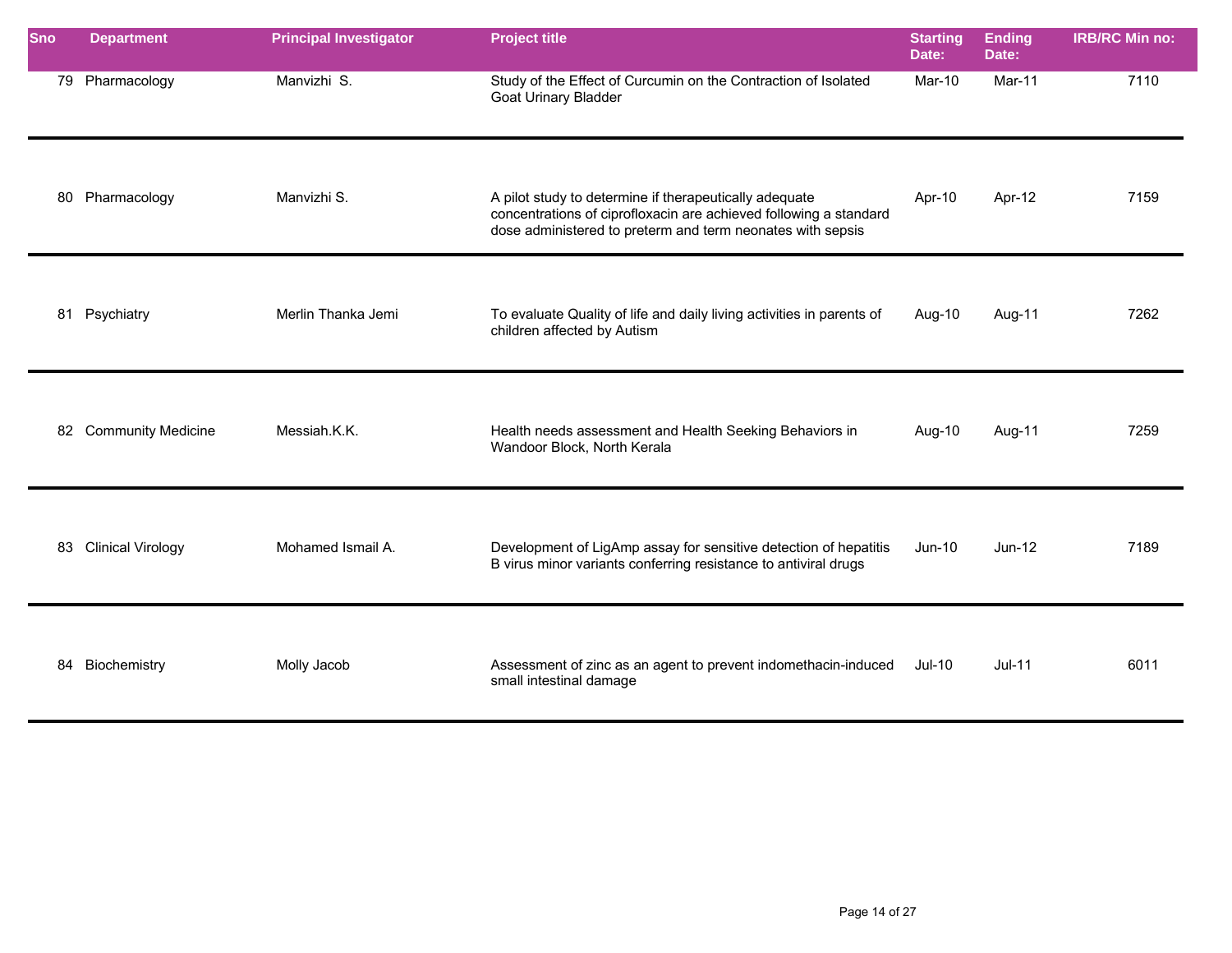| Sno | Department | Principal Investigator | Project title | Starting Date: | Ending Date: | IRB/RC Min no: |
|---|---|---|---|---|---|---|
| 79 | Pharmacology | Manvizhi S. | Study of the Effect of Curcumin on the Contraction of Isolated Goat Urinary Bladder | Mar-10 | Mar-11 | 7110 |
| 80 | Pharmacology | Manvizhi S. | A pilot study to determine if therapeutically adequate concentrations of ciprofloxacin are achieved following a standard dose administered to preterm and term neonates with sepsis | Apr-10 | Apr-12 | 7159 |
| 81 | Psychiatry | Merlin Thanka Jemi | To evaluate Quality of life and daily living activities in parents of children affected by Autism | Aug-10 | Aug-11 | 7262 |
| 82 | Community Medicine | Messiah.K.K. | Health needs assessment and Health Seeking Behaviors in Wandoor Block, North Kerala | Aug-10 | Aug-11 | 7259 |
| 83 | Clinical Virology | Mohamed Ismail A. | Development of LigAmp assay for sensitive detection of hepatitis B virus minor variants conferring resistance to antiviral drugs | Jun-10 | Jun-12 | 7189 |
| 84 | Biochemistry | Molly Jacob | Assessment of zinc as an agent to prevent indomethacin-induced small intestinal damage | Jul-10 | Jul-11 | 6011 |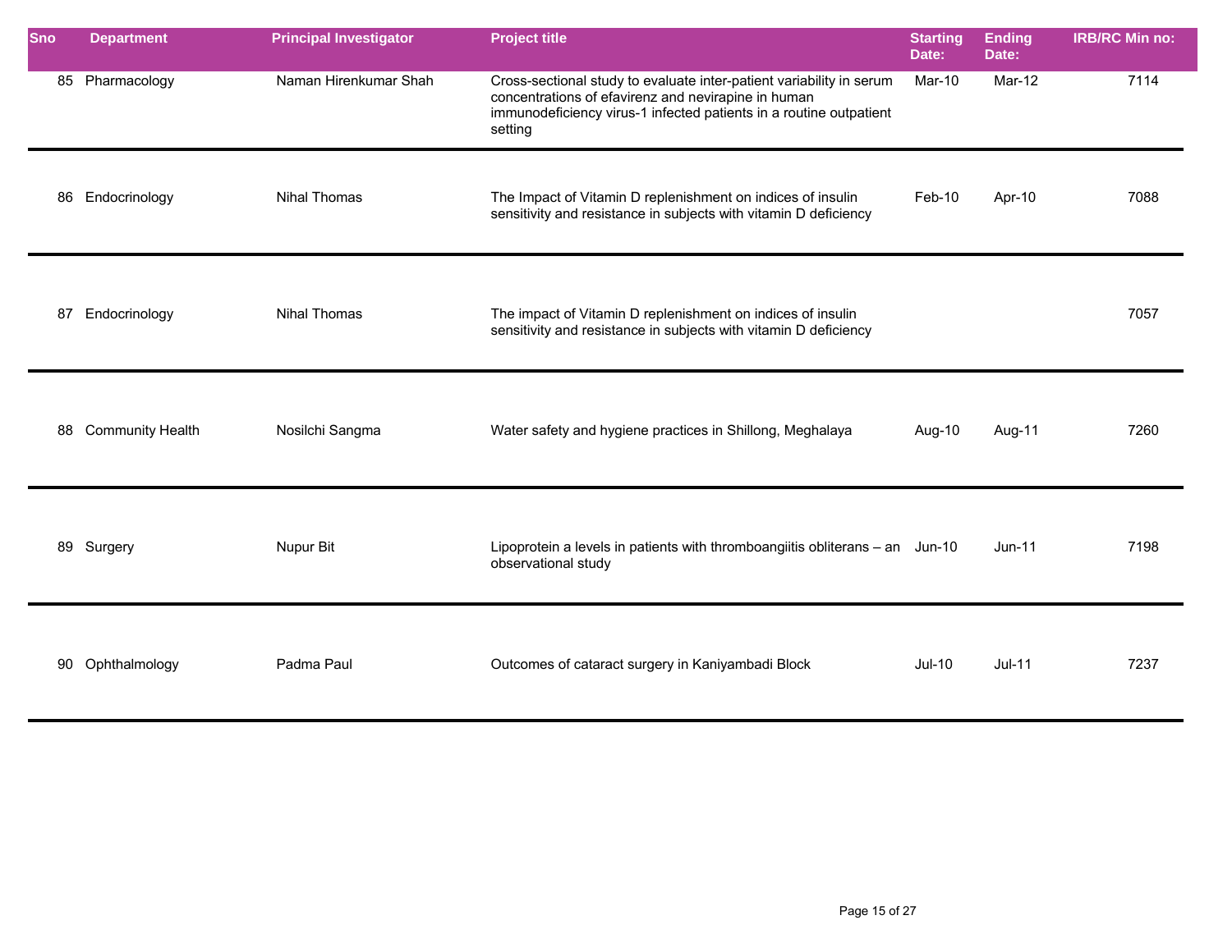| Sno | Department | Principal Investigator | Project title | Starting Date: | Ending Date: | IRB/RC Min no: |
|---|---|---|---|---|---|---|
| 85 | Pharmacology | Naman Hirenkumar Shah | Cross-sectional study to evaluate inter-patient variability in serum concentrations of efavirenz and nevirapine in human immunodeficiency virus-1 infected patients in a routine outpatient setting | Mar-10 | Mar-12 | 7114 |
| 86 | Endocrinology | Nihal Thomas | The Impact of Vitamin D replenishment on indices of insulin sensitivity and resistance in subjects with vitamin D deficiency | Feb-10 | Apr-10 | 7088 |
| 87 | Endocrinology | Nihal Thomas | The impact of Vitamin D replenishment on indices of insulin sensitivity and resistance in subjects with vitamin D deficiency | | | 7057 |
| 88 | Community Health | Nosilchi Sangma | Water safety and hygiene practices in Shillong, Meghalaya | Aug-10 | Aug-11 | 7260 |
| 89 | Surgery | Nupur Bit | Lipoprotein a levels in patients with thromboangiitis obliterans – an observational study | Jun-10 | Jun-11 | 7198 |
| 90 | Ophthalmology | Padma Paul | Outcomes of cataract surgery in Kaniyambadi Block | Jul-10 | Jul-11 | 7237 |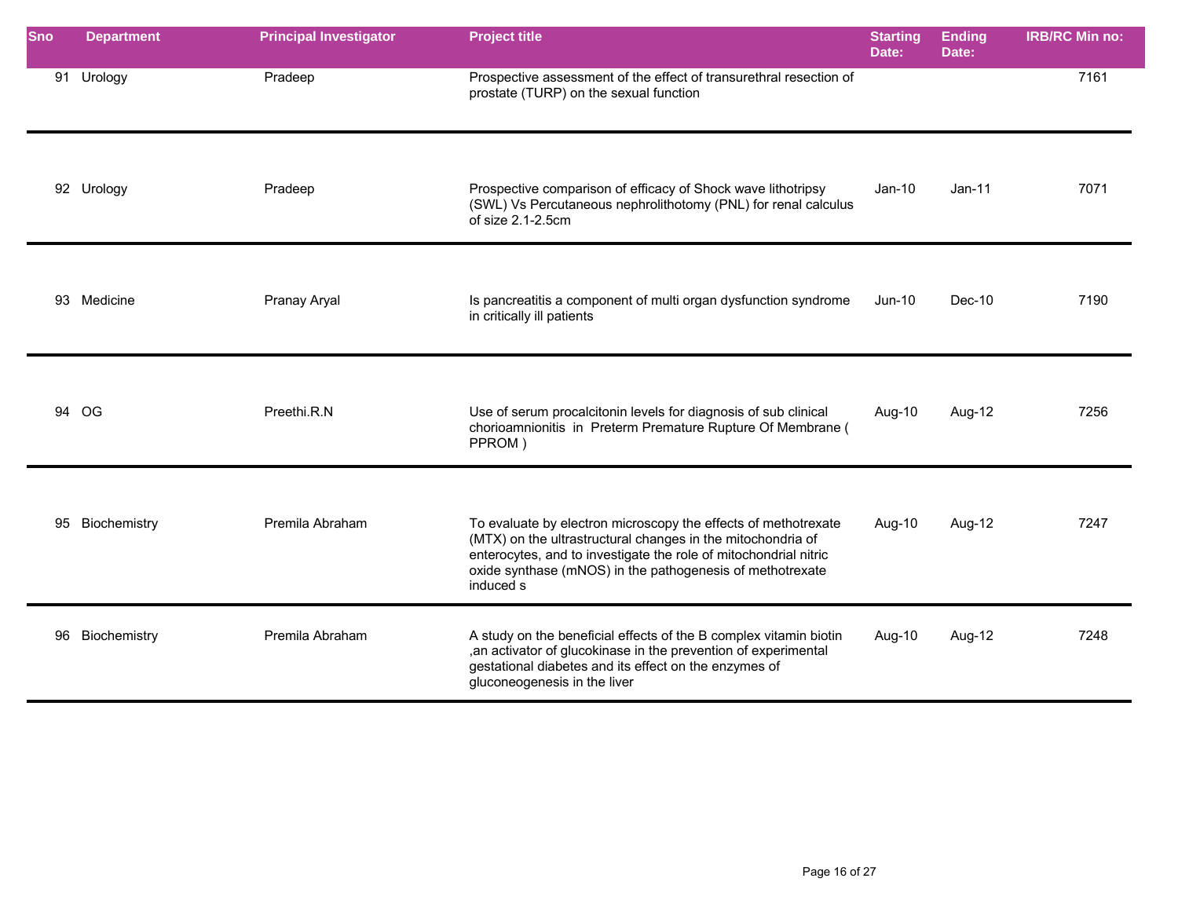| Sno | Department | Principal Investigator | Project title | Starting Date: | Ending Date: | IRB/RC Min no: |
|---|---|---|---|---|---|---|
| 91 | Urology | Pradeep | Prospective assessment of the effect of transurethral resection of prostate (TURP) on the sexual function | | | 7161 |
| 92 | Urology | Pradeep | Prospective comparison of efficacy of Shock wave lithotripsy (SWL) Vs Percutaneous nephrolithotomy (PNL) for renal calculus of size 2.1-2.5cm | Jan-10 | Jan-11 | 7071 |
| 93 | Medicine | Pranay Aryal | Is pancreatitis a component of multi organ dysfunction syndrome in critically ill patients | Jun-10 | Dec-10 | 7190 |
| 94 | OG | Preethi.R.N | Use of serum procalcitonin levels for diagnosis of sub clinical chorioamnionitis in Preterm Premature Rupture Of Membrane ( PPROM ) | Aug-10 | Aug-12 | 7256 |
| 95 | Biochemistry | Premila Abraham | To evaluate by electron microscopy the effects of methotrexate (MTX) on the ultrastructural changes in the mitochondria of enterocytes, and to investigate the role of mitochondrial nitric oxide synthase (mNOS) in the pathogenesis of methotrexate induced s | Aug-10 | Aug-12 | 7247 |
| 96 | Biochemistry | Premila Abraham | A study on the beneficial effects of the B complex vitamin biotin ,an activator of glucokinase in the prevention of experimental gestational diabetes and its effect on the enzymes of gluconeogenesis in the liver | Aug-10 | Aug-12 | 7248 |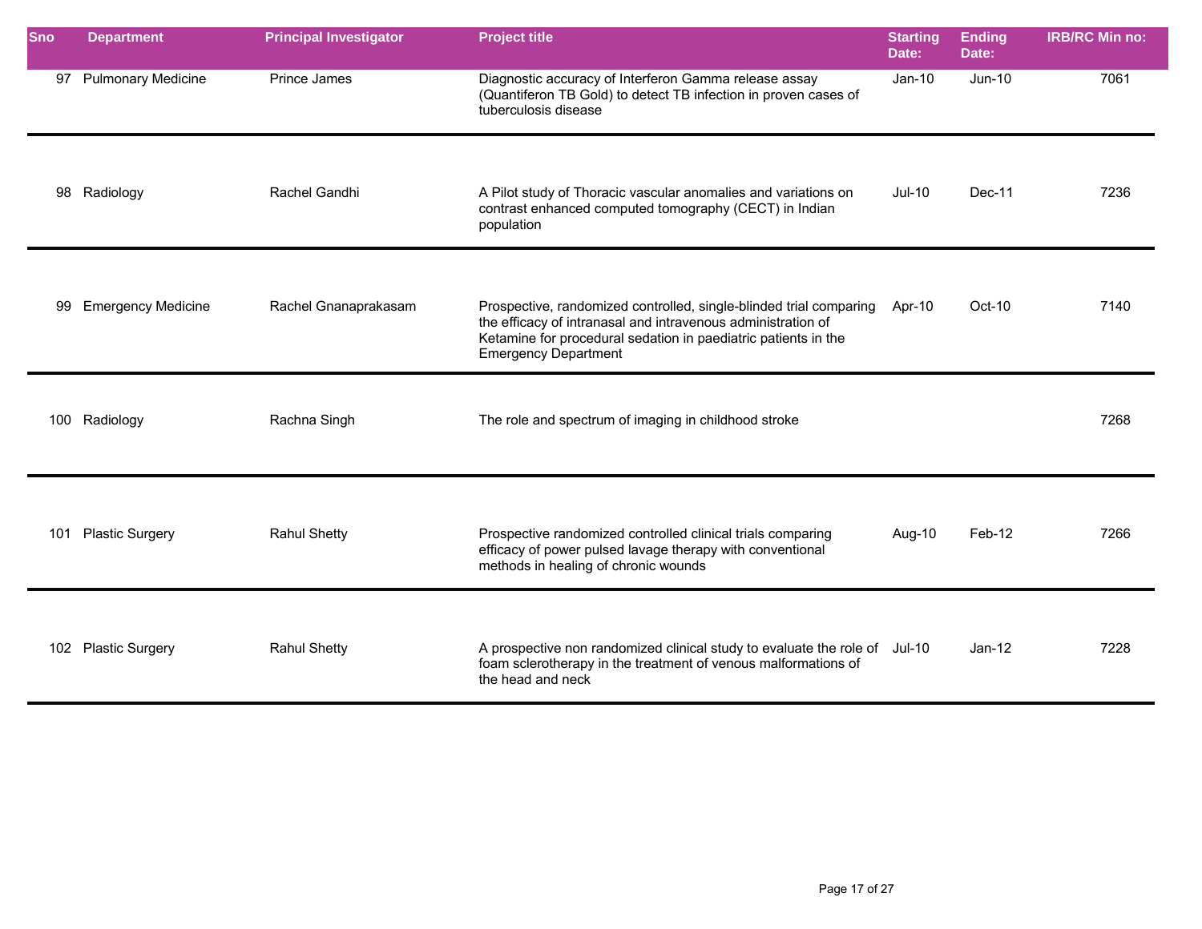| Sno | Department | Principal Investigator | Project title | Starting Date: | Ending Date: | IRB/RC Min no: |
|---|---|---|---|---|---|---|
| 97 | Pulmonary Medicine | Prince James | Diagnostic accuracy of Interferon Gamma release assay (Quantiferon TB Gold) to detect TB infection in proven cases of tuberculosis disease | Jan-10 | Jun-10 | 7061 |
| 98 | Radiology | Rachel Gandhi | A Pilot study of Thoracic vascular anomalies and variations on contrast enhanced computed tomography (CECT) in Indian population | Jul-10 | Dec-11 | 7236 |
| 99 | Emergency Medicine | Rachel Gnanaprakasam | Prospective, randomized controlled, single-blinded trial comparing the efficacy of intranasal and intravenous administration of Ketamine for procedural sedation in paediatric patients in the Emergency Department | Apr-10 | Oct-10 | 7140 |
| 100 | Radiology | Rachna Singh | The role and spectrum of imaging in childhood stroke | | | 7268 |
| 101 | Plastic Surgery | Rahul Shetty | Prospective randomized controlled clinical trials comparing efficacy of power pulsed lavage therapy with conventional methods in healing of chronic wounds | Aug-10 | Feb-12 | 7266 |
| 102 | Plastic Surgery | Rahul Shetty | A prospective non randomized clinical study to evaluate the role of foam sclerotherapy in the treatment of venous malformations of the head and neck | Jul-10 | Jan-12 | 7228 |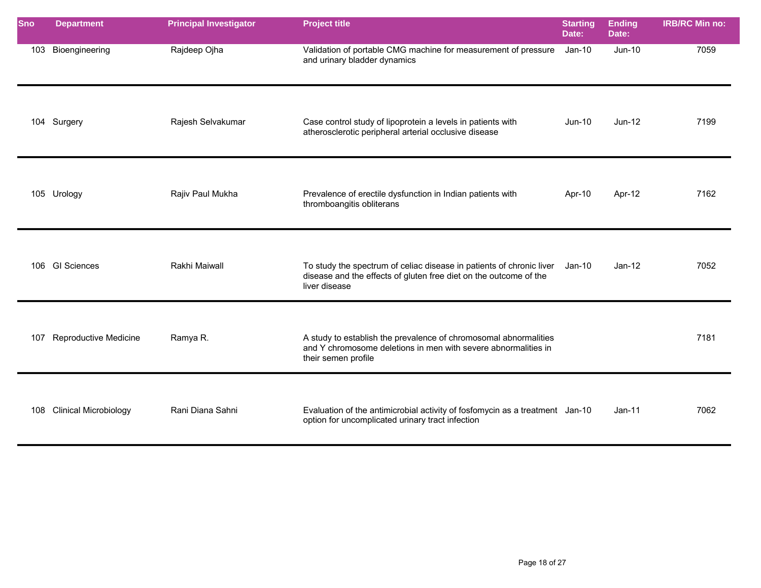| Sno | Department | Principal Investigator | Project title | Starting Date: | Ending Date: | IRB/RC Min no: |
| --- | --- | --- | --- | --- | --- | --- |
| 103 | Bioengineering | Rajdeep Ojha | Validation of portable CMG machine for measurement of pressure and urinary bladder dynamics | Jan-10 | Jun-10 | 7059 |
| 104 | Surgery | Rajesh Selvakumar | Case control study of lipoprotein a levels in patients with atherosclerotic peripheral arterial occlusive disease | Jun-10 | Jun-12 | 7199 |
| 105 | Urology | Rajiv Paul Mukha | Prevalence of erectile dysfunction in Indian patients with thromboangitis obliterans | Apr-10 | Apr-12 | 7162 |
| 106 | GI Sciences | Rakhi Maiwall | To study the spectrum of celiac disease in patients of chronic liver disease and the effects of gluten free diet on the outcome of the liver disease | Jan-10 | Jan-12 | 7052 |
| 107 | Reproductive Medicine | Ramya R. | A study to establish the prevalence of chromosomal abnormalities and Y chromosome deletions in men with severe abnormalities in their semen profile | | | 7181 |
| 108 | Clinical Microbiology | Rani Diana Sahni | Evaluation of the antimicrobial activity of fosfomycin as a treatment option for uncomplicated urinary tract infection | Jan-10 | Jan-11 | 7062 |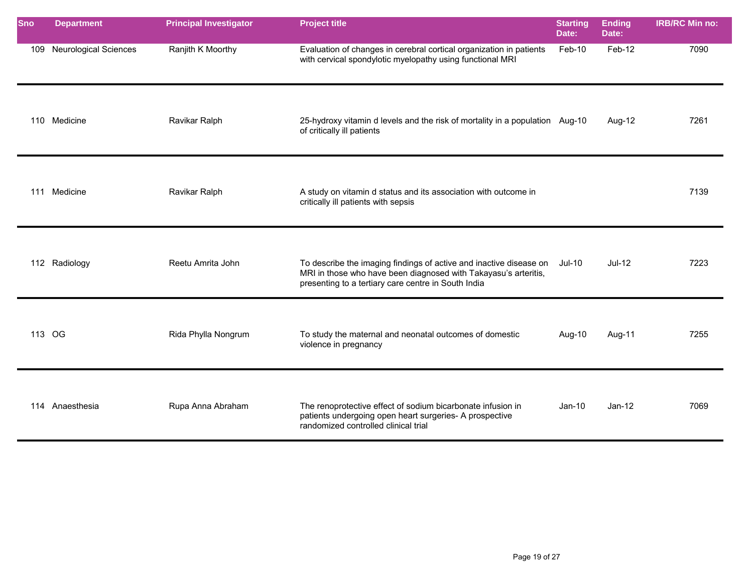| Sno | Department | Principal Investigator | Project title | Starting Date: | Ending Date: | IRB/RC Min no: |
|---|---|---|---|---|---|---|
| 109 | Neurological Sciences | Ranjith K Moorthy | Evaluation of changes in cerebral cortical organization in patients with cervical spondylotic myelopathy using functional MRI | Feb-10 | Feb-12 | 7090 |
| 110 | Medicine | Ravikar Ralph | 25-hydroxy vitamin d levels and the risk of mortality in a population of critically ill patients | Aug-10 | Aug-12 | 7261 |
| 111 | Medicine | Ravikar Ralph | A study on vitamin d status and its association with outcome in critically ill patients with sepsis | | | 7139 |
| 112 | Radiology | Reetu Amrita John | To describe the imaging findings of active and inactive disease on MRI in those who have been diagnosed with Takayasu's arteritis, presenting to a tertiary care centre in South India | Jul-10 | Jul-12 | 7223 |
| 113 | OG | Rida Phylla Nongrum | To study the maternal and neonatal outcomes of domestic violence in pregnancy | Aug-10 | Aug-11 | 7255 |
| 114 | Anaesthesia | Rupa Anna Abraham | The renoprotective effect of sodium bicarbonate infusion in patients undergoing open heart surgeries- A prospective randomized controlled clinical trial | Jan-10 | Jan-12 | 7069 |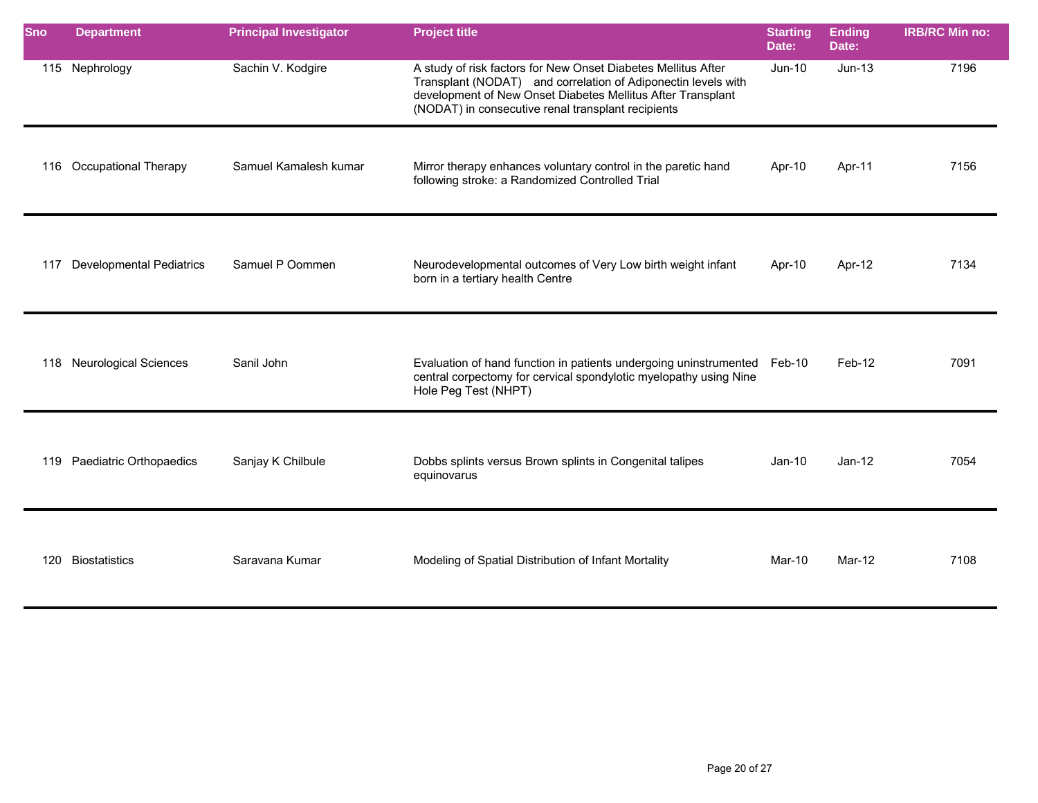| Sno | Department | Principal Investigator | Project title | Starting Date: | Ending Date: | IRB/RC Min no: |
|---|---|---|---|---|---|---|
| 115 | Nephrology | Sachin V. Kodgire | A study of risk factors for New Onset Diabetes Mellitus After Transplant (NODAT) and correlation of Adiponectin levels with development of New Onset Diabetes Mellitus After Transplant (NODAT) in consecutive renal transplant recipients | Jun-10 | Jun-13 | 7196 |
| 116 | Occupational Therapy | Samuel Kamalesh kumar | Mirror therapy enhances voluntary control in the paretic hand following stroke: a Randomized Controlled Trial | Apr-10 | Apr-11 | 7156 |
| 117 | Developmental Pediatrics | Samuel P Oommen | Neurodevelopmental outcomes of Very Low birth weight infant born in a tertiary health Centre | Apr-10 | Apr-12 | 7134 |
| 118 | Neurological Sciences | Sanil John | Evaluation of hand function in patients undergoing uninstrumented central corpectomy for cervical spondylotic myelopathy using Nine Hole Peg Test (NHPT) | Feb-10 | Feb-12 | 7091 |
| 119 | Paediatric Orthopaedics | Sanjay K Chilbule | Dobbs splints versus Brown splints in Congenital talipes equinovarus | Jan-10 | Jan-12 | 7054 |
| 120 | Biostatistics | Saravana Kumar | Modeling of Spatial Distribution of Infant Mortality | Mar-10 | Mar-12 | 7108 |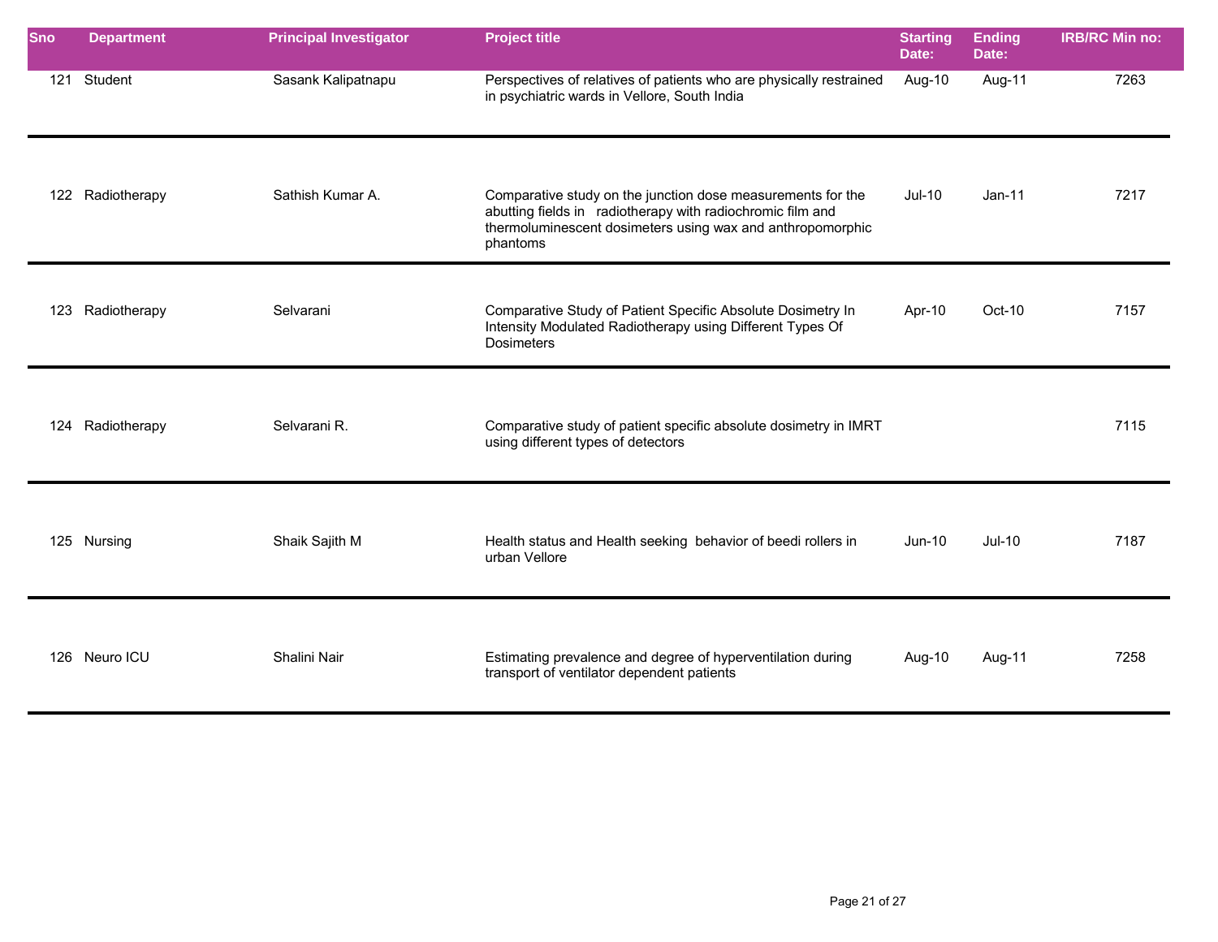| Sno | Department | Principal Investigator | Project title | Starting Date: | Ending Date: | IRB/RC Min no: |
|---|---|---|---|---|---|---|
| 121 | Student | Sasank Kalipatnapu | Perspectives of relatives of patients who are physically restrained in psychiatric wards in Vellore, South India | Aug-10 | Aug-11 | 7263 |
| 122 | Radiotherapy | Sathish Kumar A. | Comparative study on the junction dose measurements for the abutting fields in radiotherapy with radiochromic film and thermoluminescent dosimeters using wax and anthropomorphic phantoms | Jul-10 | Jan-11 | 7217 |
| 123 | Radiotherapy | Selvarani | Comparative Study of Patient Specific Absolute Dosimetry In Intensity Modulated Radiotherapy using Different Types Of Dosimeters | Apr-10 | Oct-10 | 7157 |
| 124 | Radiotherapy | Selvarani R. | Comparative study of patient specific absolute dosimetry in IMRT using different types of detectors | | | 7115 |
| 125 | Nursing | Shaik Sajith M | Health status and Health seeking behavior of beedi rollers in urban Vellore | Jun-10 | Jul-10 | 7187 |
| 126 | Neuro ICU | Shalini Nair | Estimating prevalence and degree of hyperventilation during transport of ventilator dependent patients | Aug-10 | Aug-11 | 7258 |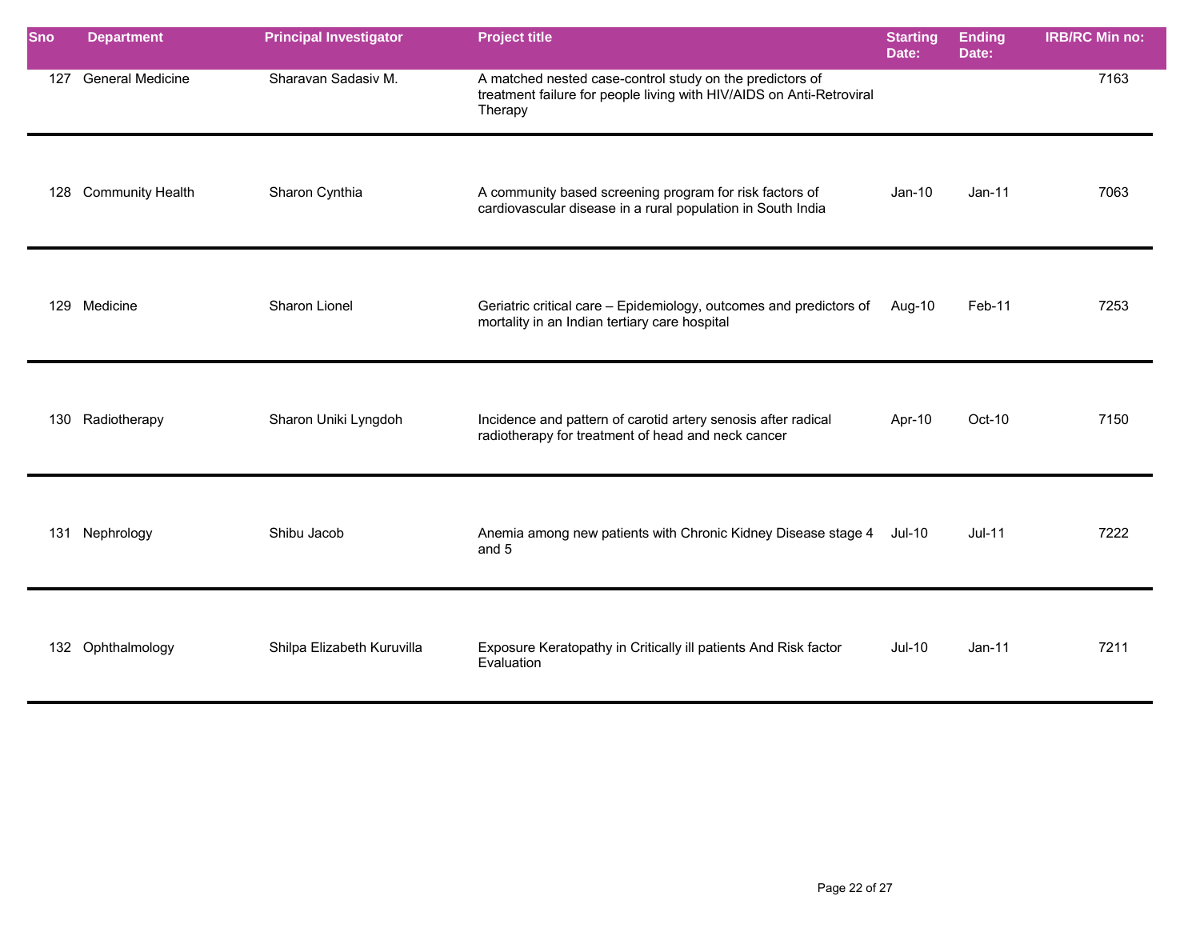| Sno | Department | Principal Investigator | Project title | Starting Date: | Ending Date: | IRB/RC Min no: |
|---|---|---|---|---|---|---|
| 127 | General Medicine | Sharavan Sadasiv M. | A matched nested case-control study on the predictors of treatment failure for people living with HIV/AIDS on Anti-Retroviral Therapy | | | 7163 |
| 128 | Community Health | Sharon Cynthia | A community based screening program for risk factors of cardiovascular disease in a rural population in South India | Jan-10 | Jan-11 | 7063 |
| 129 | Medicine | Sharon Lionel | Geriatric critical care – Epidemiology, outcomes and predictors of mortality in an Indian tertiary care hospital | Aug-10 | Feb-11 | 7253 |
| 130 | Radiotherapy | Sharon Uniki Lyngdoh | Incidence and pattern of carotid artery senosis after radical radiotherapy for treatment of head and neck cancer | Apr-10 | Oct-10 | 7150 |
| 131 | Nephrology | Shibu Jacob | Anemia among new patients with Chronic Kidney Disease stage 4 and 5 | Jul-10 | Jul-11 | 7222 |
| 132 | Ophthalmology | Shilpa Elizabeth Kuruvilla | Exposure Keratopathy in Critically ill patients And Risk factor Evaluation | Jul-10 | Jan-11 | 7211 |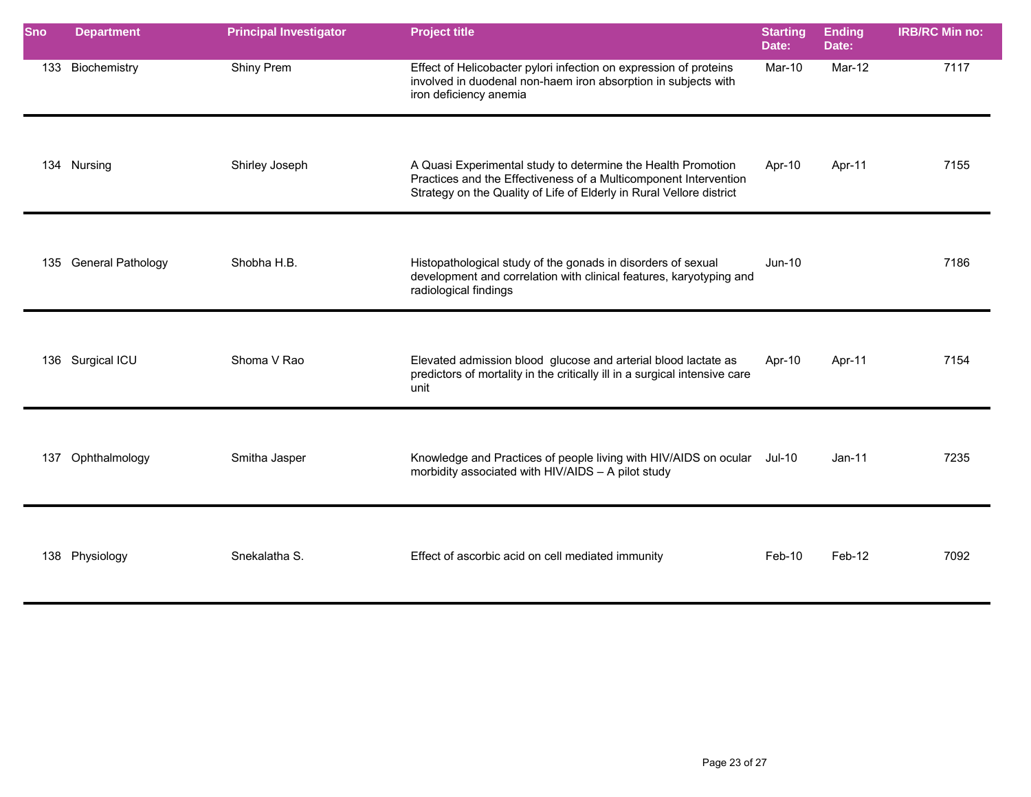| Sno | Department | Principal Investigator | Project title | Starting Date: | Ending Date: | IRB/RC Min no: |
|---|---|---|---|---|---|---|
| 133 | Biochemistry | Shiny Prem | Effect of Helicobacter pylori infection on expression of proteins involved in duodenal non-haem iron absorption in subjects with iron deficiency anemia | Mar-10 | Mar-12 | 7117 |
| 134 | Nursing | Shirley Joseph | A Quasi Experimental study to determine the Health Promotion Practices and the Effectiveness of a Multicomponent Intervention Strategy on the Quality of Life of Elderly in Rural Vellore district | Apr-10 | Apr-11 | 7155 |
| 135 | General Pathology | Shobha H.B. | Histopathological study of the gonads in disorders of sexual development and correlation with clinical features, karyotyping and radiological findings | Jun-10 | | 7186 |
| 136 | Surgical ICU | Shoma V Rao | Elevated admission blood glucose and arterial blood lactate as predictors of mortality in the critically ill in a surgical intensive care unit | Apr-10 | Apr-11 | 7154 |
| 137 | Ophthalmology | Smitha Jasper | Knowledge and Practices of people living with HIV/AIDS on ocular morbidity associated with HIV/AIDS – A pilot study | Jul-10 | Jan-11 | 7235 |
| 138 | Physiology | Snekalatha S. | Effect of ascorbic acid on cell mediated immunity | Feb-10 | Feb-12 | 7092 |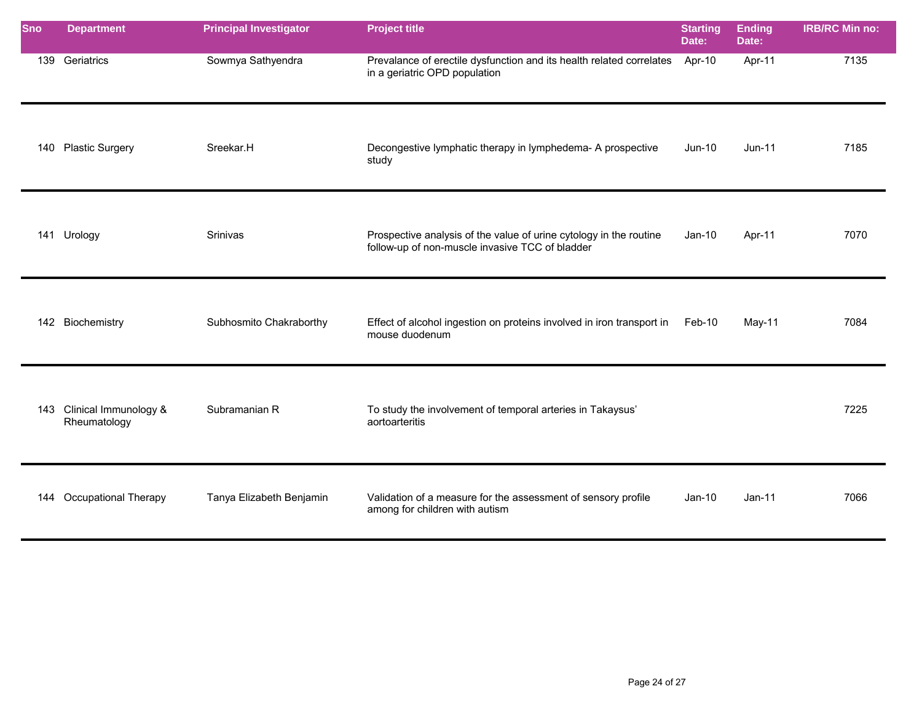| Sno | Department | Principal Investigator | Project title | Starting Date: | Ending Date: | IRB/RC Min no: |
|---|---|---|---|---|---|---|
| 139 | Geriatrics | Sowmya Sathyendra | Prevalance of erectile dysfunction and its health related correlates in a geriatric OPD population | Apr-10 | Apr-11 | 7135 |
| 140 | Plastic Surgery | Sreekar.H | Decongestive lymphatic therapy in lymphedema- A prospective study | Jun-10 | Jun-11 | 7185 |
| 141 | Urology | Srinivas | Prospective analysis of the value of urine cytology in the routine follow-up of non-muscle invasive TCC of bladder | Jan-10 | Apr-11 | 7070 |
| 142 | Biochemistry | Subhosmito Chakraborthy | Effect of alcohol ingestion on proteins involved in iron transport in mouse duodenum | Feb-10 | May-11 | 7084 |
| 143 | Clinical Immunology & Rheumatology | Subramanian R | To study the involvement of temporal arteries in Takaysus' aortoarteritis | | | 7225 |
| 144 | Occupational Therapy | Tanya Elizabeth Benjamin | Validation of a measure for the assessment of sensory profile among for children with autism | Jan-10 | Jan-11 | 7066 |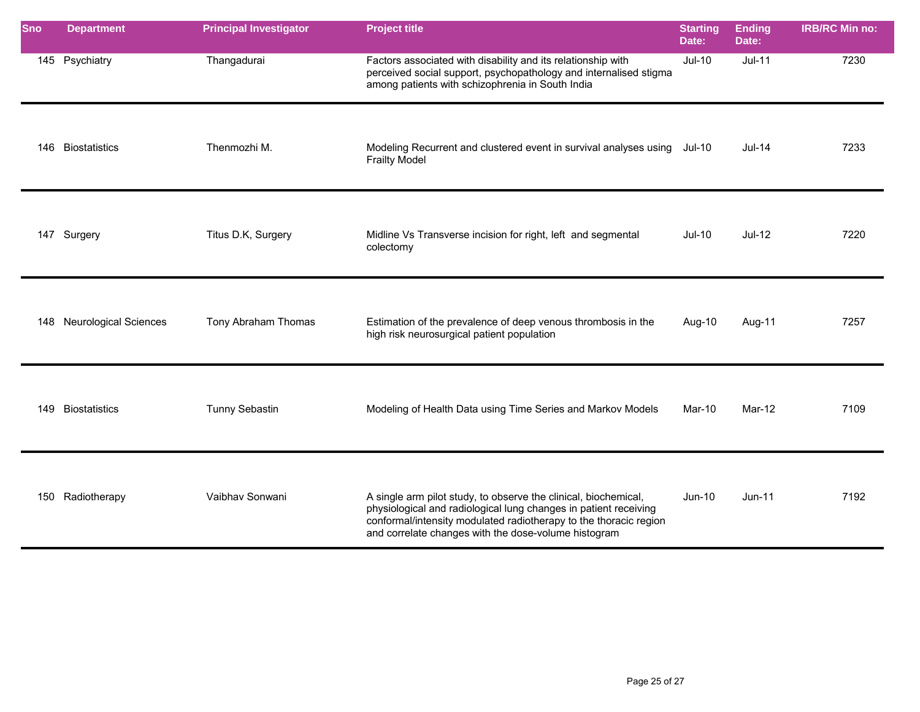| Sno | Department | Principal Investigator | Project title | Starting Date: | Ending Date: | IRB/RC Min no: |
|---|---|---|---|---|---|---|
| 145 | Psychiatry | Thangadurai | Factors associated with disability and its relationship with perceived social support, psychopathology and internalised stigma among patients with schizophrenia in South India | Jul-10 | Jul-11 | 7230 |
| 146 | Biostatistics | Thenmozhi M. | Modeling Recurrent and clustered event in survival analyses using Frailty Model | Jul-10 | Jul-14 | 7233 |
| 147 | Surgery | Titus D.K, Surgery | Midline Vs Transverse incision for right, left and segmental colectomy | Jul-10 | Jul-12 | 7220 |
| 148 | Neurological Sciences | Tony Abraham Thomas | Estimation of the prevalence of deep venous thrombosis in the high risk neurosurgical patient population | Aug-10 | Aug-11 | 7257 |
| 149 | Biostatistics | Tunny Sebastin | Modeling of Health Data using Time Series and Markov Models | Mar-10 | Mar-12 | 7109 |
| 150 | Radiotherapy | Vaibhav Sonwani | A single arm pilot study, to observe the clinical, biochemical, physiological and radiological lung changes in patient receiving conformal/intensity modulated radiotherapy to the thoracic region and correlate changes with the dose-volume histogram | Jun-10 | Jun-11 | 7192 |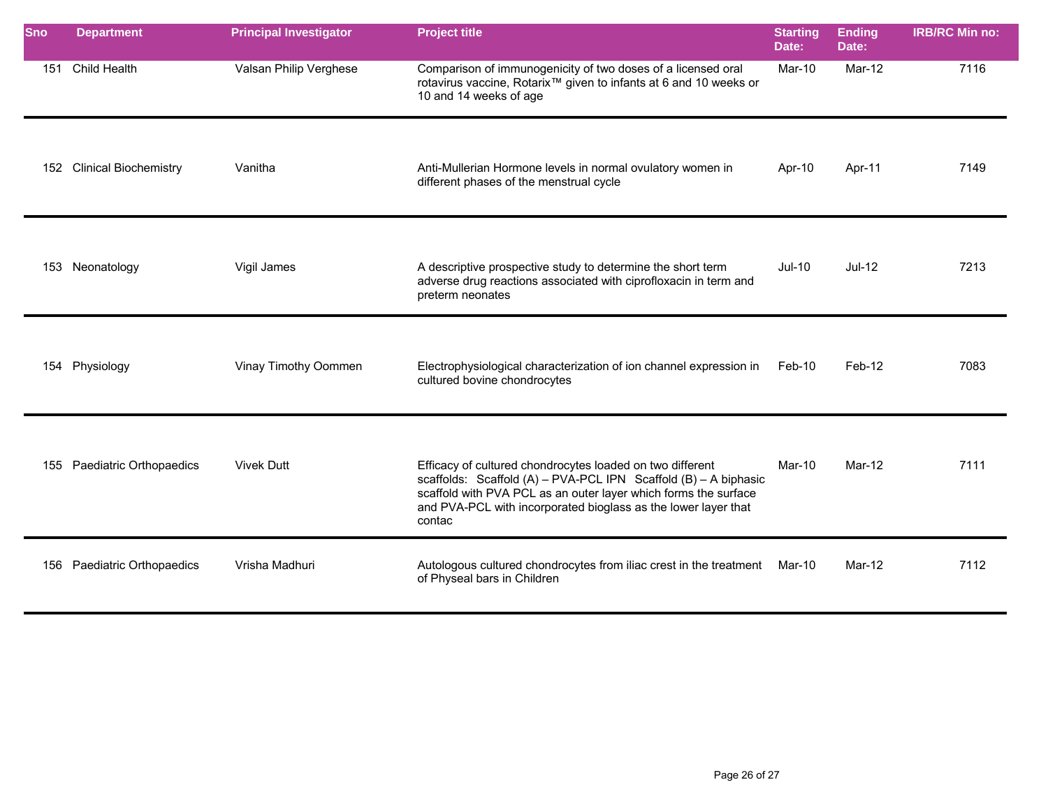| Sno | Department | Principal Investigator | Project title | Starting Date: | Ending Date: | IRB/RC Min no: |
|---|---|---|---|---|---|---|
| 151 | Child Health | Valsan Philip Verghese | Comparison of immunogenicity of two doses of a licensed oral rotavirus vaccine, Rotarix™ given to infants at 6 and 10 weeks or 10 and 14 weeks of age | Mar-10 | Mar-12 | 7116 |
| 152 | Clinical Biochemistry | Vanitha | Anti-Mullerian Hormone levels in normal ovulatory women in different phases of the menstrual cycle | Apr-10 | Apr-11 | 7149 |
| 153 | Neonatology | Vigil James | A descriptive prospective study to determine the short term adverse drug reactions associated with ciprofloxacin in term and preterm neonates | Jul-10 | Jul-12 | 7213 |
| 154 | Physiology | Vinay Timothy Oommen | Electrophysiological characterization of ion channel expression in cultured bovine chondrocytes | Feb-10 | Feb-12 | 7083 |
| 155 | Paediatric Orthopaedics | Vivek Dutt | Efficacy of cultured chondrocytes loaded on two different scaffolds: Scaffold (A) – PVA-PCL IPN Scaffold (B) – A biphasic scaffold with PVA PCL as an outer layer which forms the surface and PVA-PCL with incorporated bioglass as the lower layer that contac | Mar-10 | Mar-12 | 7111 |
| 156 | Paediatric Orthopaedics | Vrisha Madhuri | Autologous cultured chondrocytes from iliac crest in the treatment of Physeal bars in Children | Mar-10 | Mar-12 | 7112 |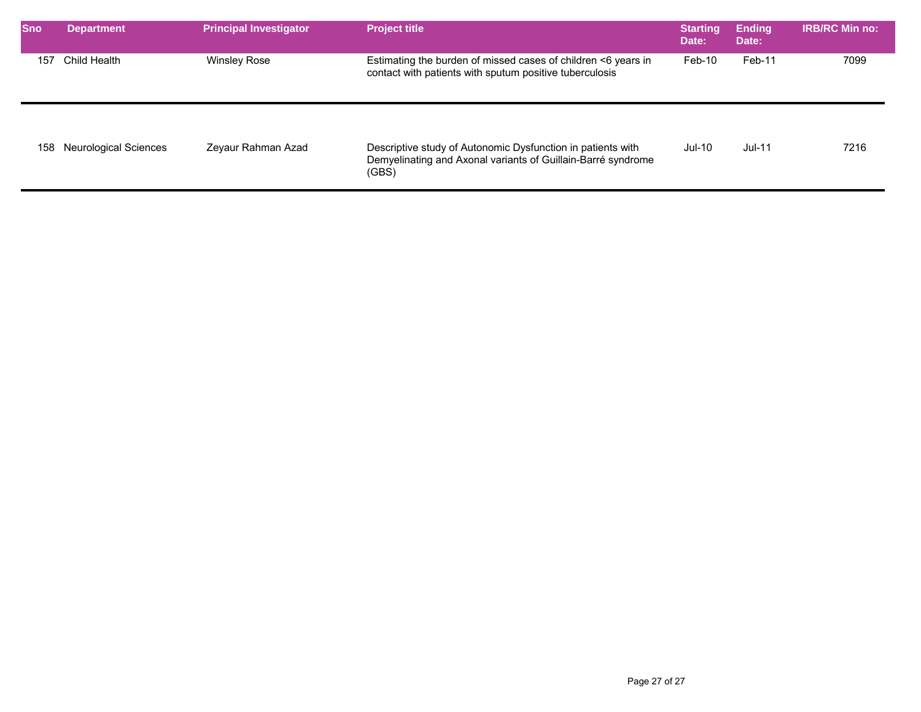| Sno | Department | Principal Investigator | Project title | Starting Date: | Ending Date: | IRB/RC Min no: |
|---|---|---|---|---|---|---|
| 157 | Child Health | Winsley Rose | Estimating the burden of missed cases of children <6 years in contact with patients with sputum positive tuberculosis | Feb-10 | Feb-11 | 7099 |
| 158 | Neurological Sciences | Zeyaur Rahman Azad | Descriptive study of Autonomic Dysfunction in patients with Demyelinating and Axonal variants of Guillain-Barré syndrome (GBS) | Jul-10 | Jul-11 | 7216 |